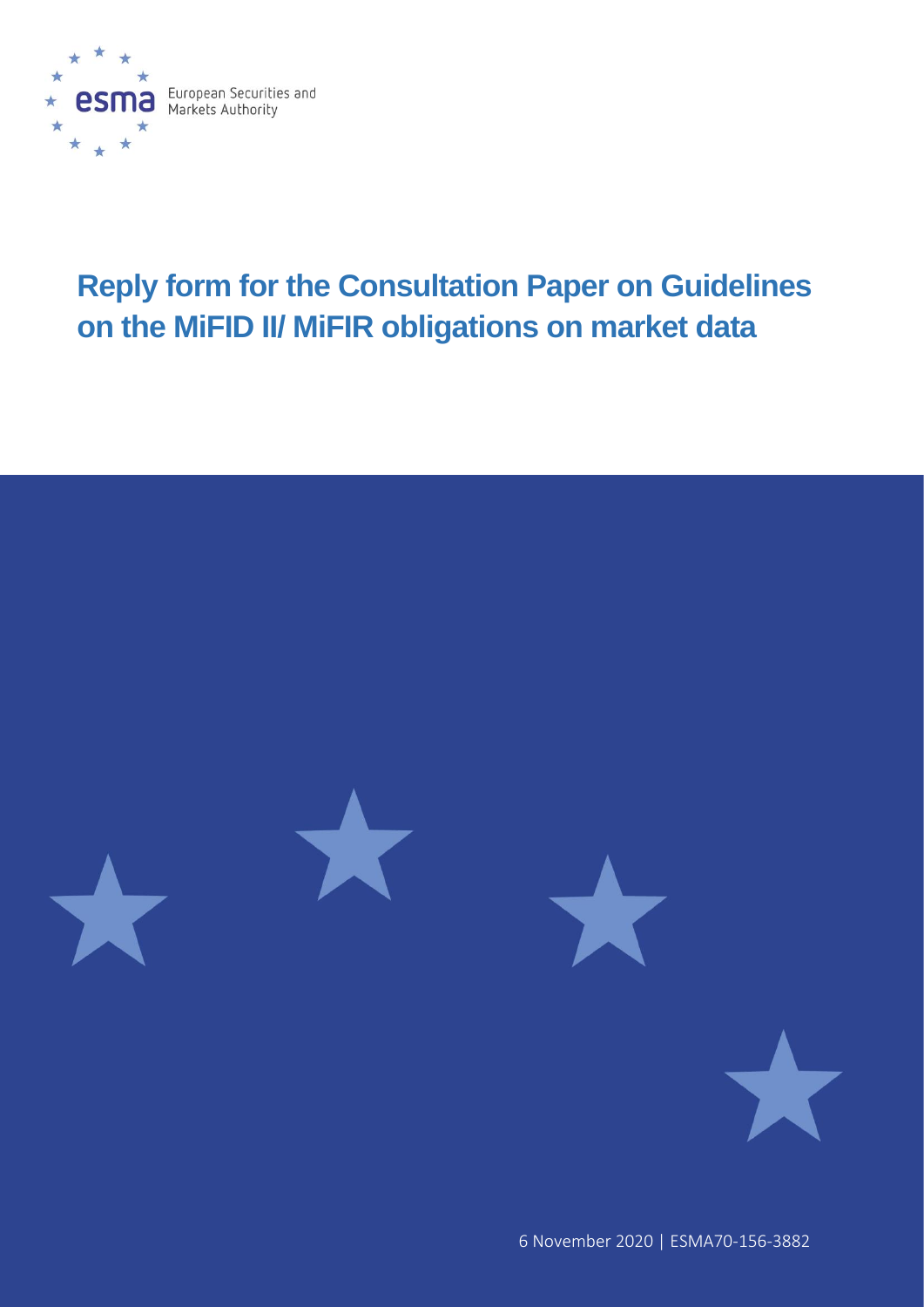esma European Securities and Markets Authority

# Reply form for the Consultation Paper on Guidelines on the MiFID II/ MiFIR obligations on market data

6 November 2020 | ESMA70-156-3882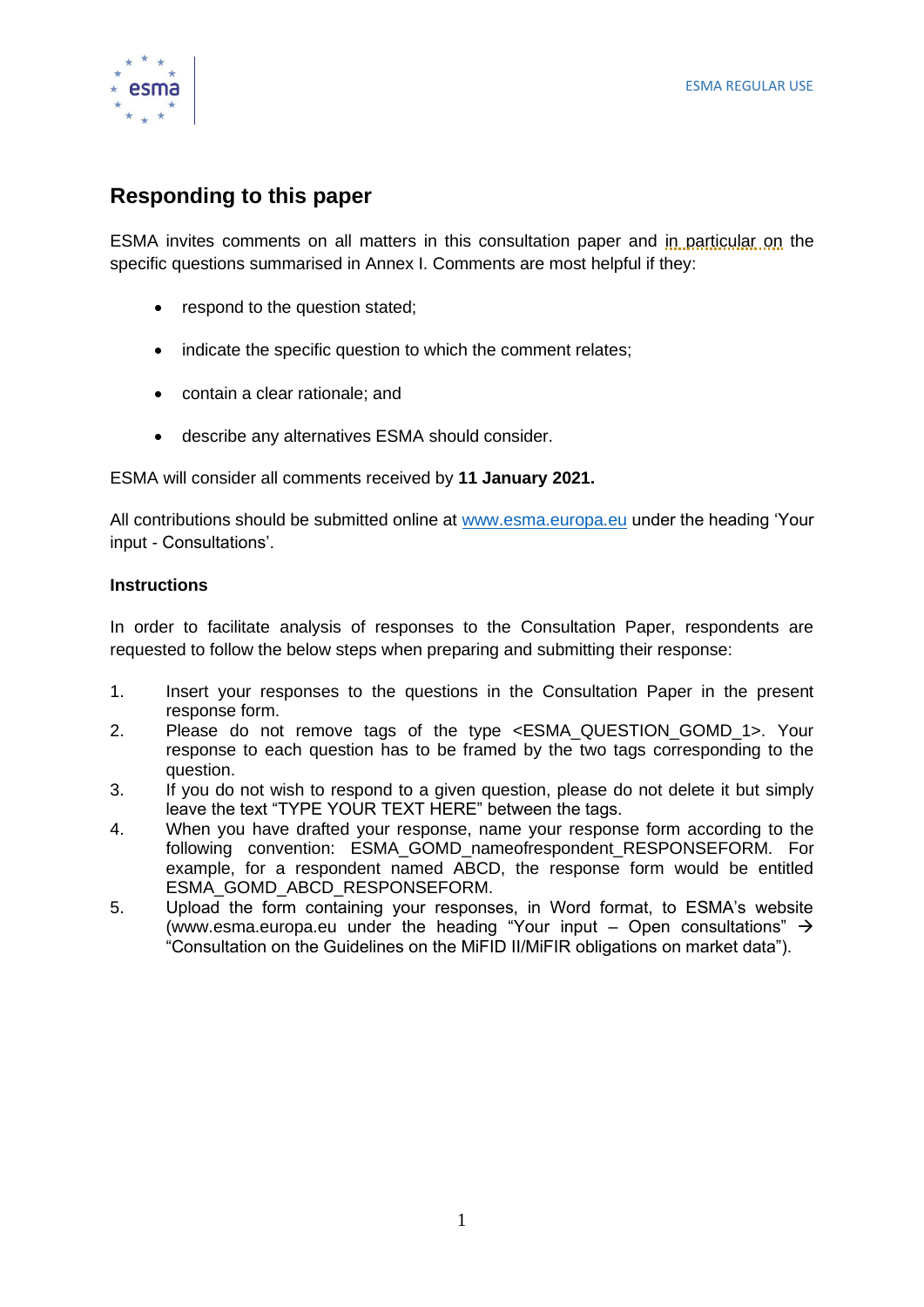## Responding to this paper

ESMA invites comments on all matters in this consultation paper and in particular on the specific questions summarised in Annex I. Comments are most helpful if they:

- respond to the question stated;
- indicate the specific question to which the comment relates;
- contain a clear rationale; and
- describe any alternatives ESMA should consider.

ESMA will consider all comments received by **11 January 2021.**

All contributions should be submitted online at [www.esma.europa.eu](www.esma.europa.eu) under the heading 'Your input - Consultations'.

**Instructions**

In order to facilitate analysis of responses to the Consultation Paper, respondents are requested to follow the below steps when preparing and submitting their response:

1. Insert your responses to the questions in the Consultation Paper in the present response form.
2. Please do not remove tags of the type <ESMA_QUESTION_GOMD_1>. Your response to each question has to be framed by the two tags corresponding to the question.
3. If you do not wish to respond to a given question, please do not delete it but simply leave the text "TYPE YOUR TEXT HERE" between the tags.
4. When you have drafted your response, name your response form according to the following convention: ESMA_GOMD_nameofrespondent_RESPONSEFORM. For example, for a respondent named ABCD, the response form would be entitled ESMA_GOMD_ABCD_RESPONSEFORM.
5. Upload the form containing your responses, in Word format, to ESMA's website (www.esma.europa.eu under the heading "Your input – Open consultations" → "Consultation on the Guidelines on the MiFID II/MiFIR obligations on market data").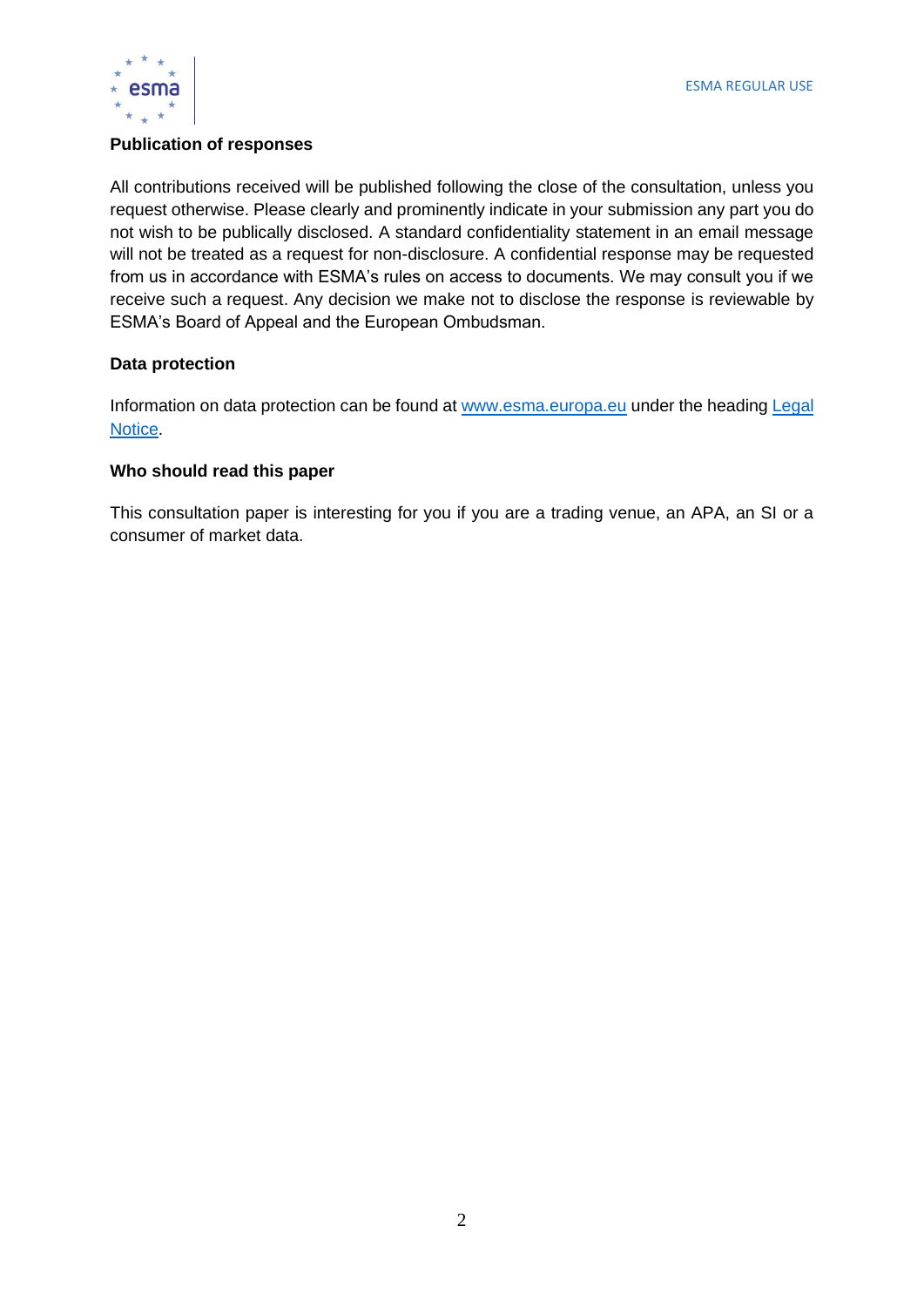**Publication of responses**

All contributions received will be published following the close of the consultation, unless you request otherwise. Please clearly and prominently indicate in your submission any part you do not wish to be publically disclosed. A standard confidentiality statement in an email message will not be treated as a request for non-disclosure. A confidential response may be requested from us in accordance with ESMA's rules on access to documents. We may consult you if we receive such a request. Any decision we make not to disclose the response is reviewable by ESMA's Board of Appeal and the European Ombudsman.

**Data protection**

Information on data protection can be found at [www.esma.europa.eu](http://www.esma.europa.eu) under the heading [Legal Notice](http://www.esma.europa.eu).

**Who should read this paper**

This consultation paper is interesting for you if you are a trading venue, an APA, an SI or a consumer of market data.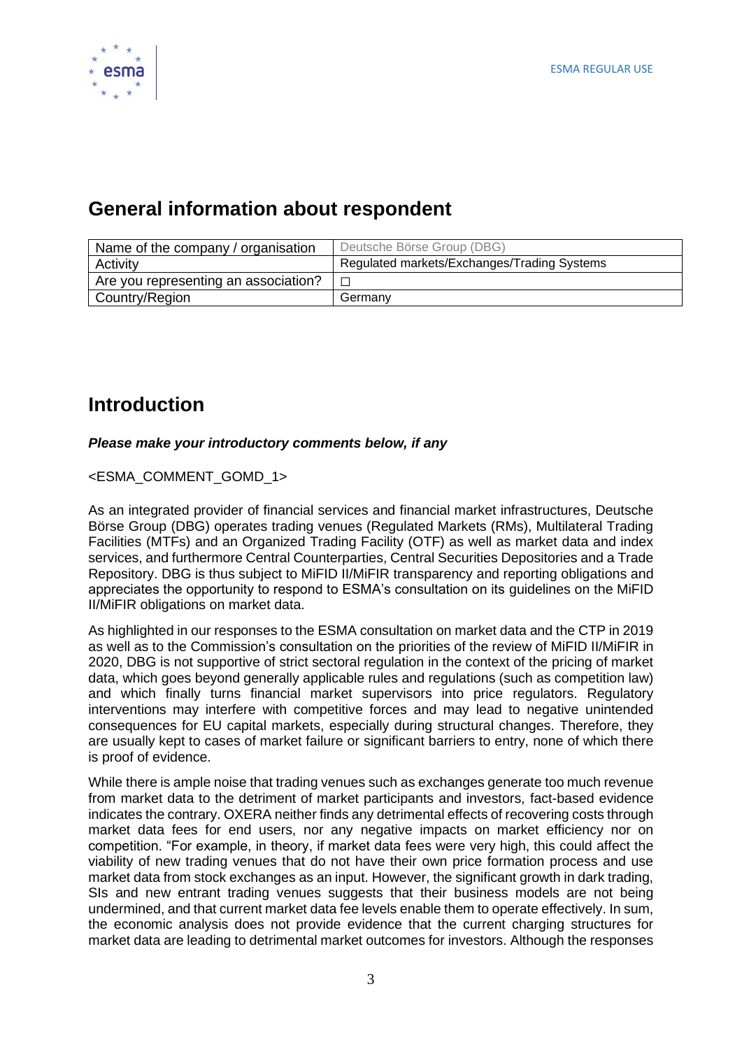## General information about respondent

| Name of the company / organisation | Deutsche Börse Group (DBG) |
|---|---|
| Activity | Regulated markets/Exchanges/Trading Systems |
| Are you representing an association? | ☐ |
| Country/Region | Germany |

## Introduction

***Please make your introductory comments below, if any***

<ESMA_COMMENT_GOMD_1>

As an integrated provider of financial services and financial market infrastructures, Deutsche Börse Group (DBG) operates trading venues (Regulated Markets (RMs), Multilateral Trading Facilities (MTFs) and an Organized Trading Facility (OTF) as well as market data and index services, and furthermore Central Counterparties, Central Securities Depositories and a Trade Repository. DBG is thus subject to MiFID II/MiFIR transparency and reporting obligations and appreciates the opportunity to respond to ESMA's consultation on its guidelines on the MiFID II/MiFIR obligations on market data.

As highlighted in our responses to the ESMA consultation on market data and the CTP in 2019 as well as to the Commission's consultation on the priorities of the review of MiFID II/MiFIR in 2020, DBG is not supportive of strict sectoral regulation in the context of the pricing of market data, which goes beyond generally applicable rules and regulations (such as competition law) and which finally turns financial market supervisors into price regulators. Regulatory interventions may interfere with competitive forces and may lead to negative unintended consequences for EU capital markets, especially during structural changes. Therefore, they are usually kept to cases of market failure or significant barriers to entry, none of which there is proof of evidence.

While there is ample noise that trading venues such as exchanges generate too much revenue from market data to the detriment of market participants and investors, fact-based evidence indicates the contrary. OXERA neither finds any detrimental effects of recovering costs through market data fees for end users, nor any negative impacts on market efficiency nor on competition. "For example, in theory, if market data fees were very high, this could affect the viability of new trading venues that do not have their own price formation process and use market data from stock exchanges as an input. However, the significant growth in dark trading, SIs and new entrant trading venues suggests that their business models are not being undermined, and that current market data fee levels enable them to operate effectively. In sum, the economic analysis does not provide evidence that the current charging structures for market data are leading to detrimental market outcomes for investors. Although the responses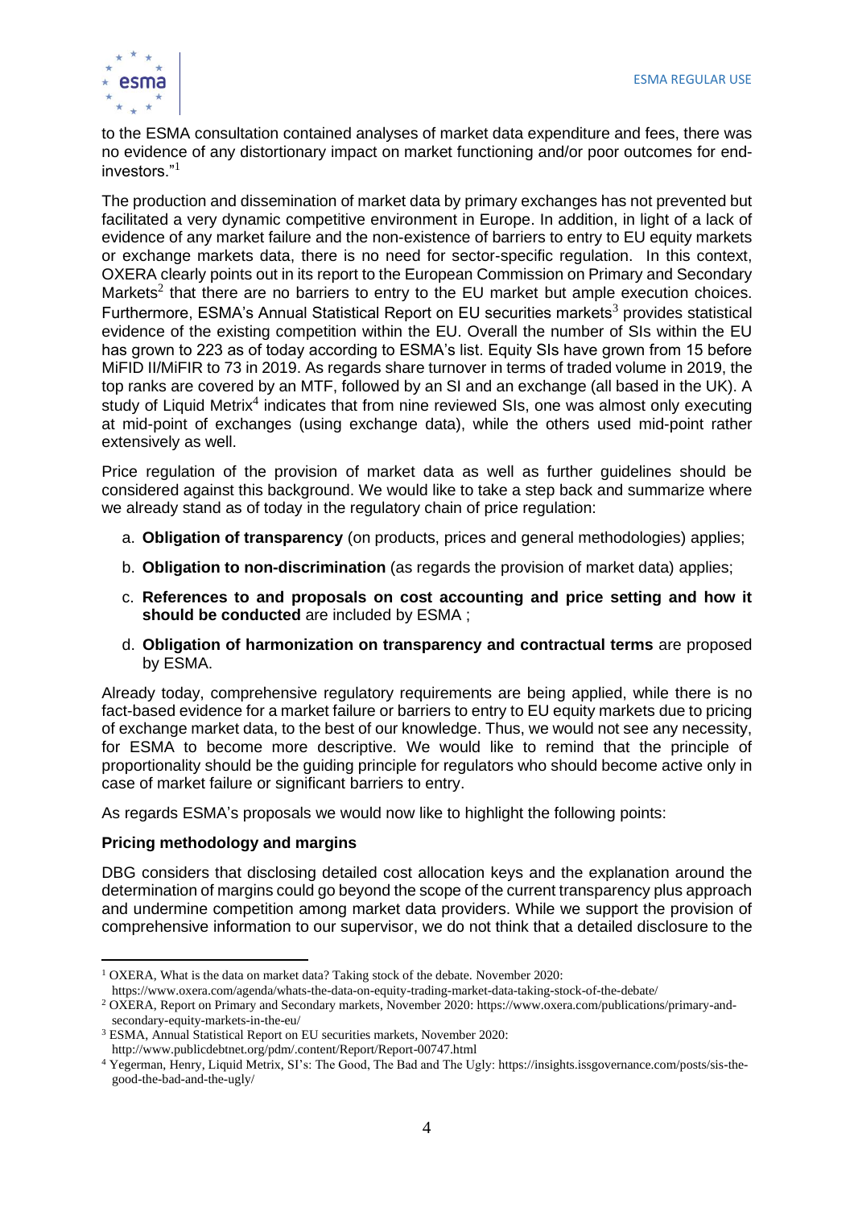to the ESMA consultation contained analyses of market data expenditure and fees, there was no evidence of any distortionary impact on market functioning and/or poor outcomes for end-investors."[1]

The production and dissemination of market data by primary exchanges has not prevented but facilitated a very dynamic competitive environment in Europe. In addition, in light of a lack of evidence of any market failure and the non-existence of barriers to entry to EU equity markets or exchange markets data, there is no need for sector-specific regulation. In this context, OXERA clearly points out in its report to the European Commission on Primary and Secondary Markets[2] that there are no barriers to entry to the EU market but ample execution choices. Furthermore, ESMA's Annual Statistical Report on EU securities markets[3] provides statistical evidence of the existing competition within the EU. Overall the number of SIs within the EU has grown to 223 as of today according to ESMA's list. Equity SIs have grown from 15 before MiFID II/MiFIR to 73 in 2019. As regards share turnover in terms of traded volume in 2019, the top ranks are covered by an MTF, followed by an SI and an exchange (all based in the UK). A study of Liquid Metrix[4] indicates that from nine reviewed SIs, one was almost only executing at mid-point of exchanges (using exchange data), while the others used mid-point rather extensively as well.

Price regulation of the provision of market data as well as further guidelines should be considered against this background. We would like to take a step back and summarize where we already stand as of today in the regulatory chain of price regulation:

a. **Obligation of transparency** (on products, prices and general methodologies) applies;

b. **Obligation to non-discrimination** (as regards the provision of market data) applies;

c. **References to and proposals on cost accounting and price setting and how it should be conducted** are included by ESMA ;

d. **Obligation of harmonization on transparency and contractual terms** are proposed by ESMA.

Already today, comprehensive regulatory requirements are being applied, while there is no fact-based evidence for a market failure or barriers to entry to EU equity markets due to pricing of exchange market data, to the best of our knowledge. Thus, we would not see any necessity, for ESMA to become more descriptive. We would like to remind that the principle of proportionality should be the guiding principle for regulators who should become active only in case of market failure or significant barriers to entry.

As regards ESMA's proposals we would now like to highlight the following points:

**Pricing methodology and margins**

DBG considers that disclosing detailed cost allocation keys and the explanation around the determination of margins could go beyond the scope of the current transparency plus approach and undermine competition among market data providers. While we support the provision of comprehensive information to our supervisor, we do not think that a detailed disclosure to the

[1] OXERA, What is the data on market data? Taking stock of the debate. November 2020: https://www.oxera.com/agenda/whats-the-data-on-equity-trading-market-data-taking-stock-of-the-debate/

[2] OXERA, Report on Primary and Secondary markets, November 2020: https://www.oxera.com/publications/primary-and-secondary-equity-markets-in-the-eu/

[3] ESMA, Annual Statistical Report on EU securities markets, November 2020: http://www.publicdebtnet.org/pdm/.content/Report/Report-00747.html

[4] Yegerman, Henry, Liquid Metrix, SI's: The Good, The Bad and The Ugly: https://insights.issgovernance.com/posts/sis-the-good-the-bad-and-the-ugly/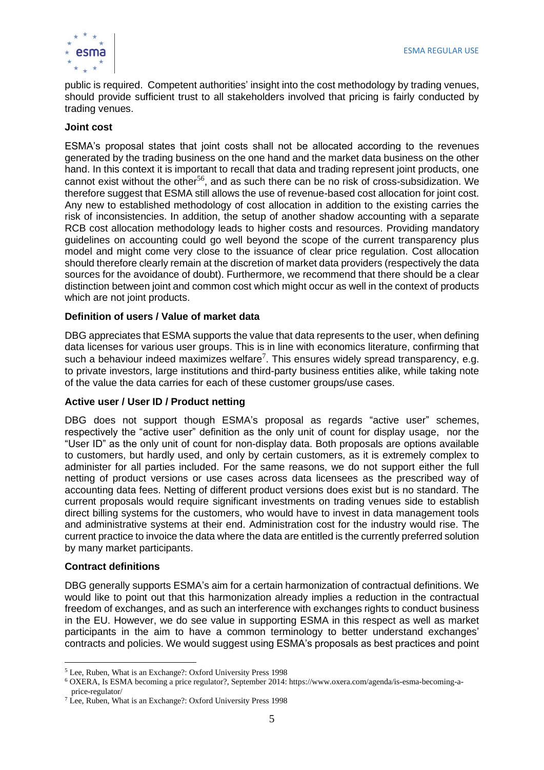public is required. Competent authorities' insight into the cost methodology by trading venues, should provide sufficient trust to all stakeholders involved that pricing is fairly conducted by trading venues.

**Joint cost**

ESMA's proposal states that joint costs shall not be allocated according to the revenues generated by the trading business on the one hand and the market data business on the other hand. In this context it is important to recall that data and trading represent joint products, one cannot exist without the other[5][6], and as such there can be no risk of cross-subsidization. We therefore suggest that ESMA still allows the use of revenue-based cost allocation for joint cost. Any new to established methodology of cost allocation in addition to the existing carries the risk of inconsistencies. In addition, the setup of another shadow accounting with a separate RCB cost allocation methodology leads to higher costs and resources. Providing mandatory guidelines on accounting could go well beyond the scope of the current transparency plus model and might come very close to the issuance of clear price regulation. Cost allocation should therefore clearly remain at the discretion of market data providers (respectively the data sources for the avoidance of doubt). Furthermore, we recommend that there should be a clear distinction between joint and common cost which might occur as well in the context of products which are not joint products.

**Definition of users / Value of market data**

DBG appreciates that ESMA supports the value that data represents to the user, when defining data licenses for various user groups. This is in line with economics literature, confirming that such a behaviour indeed maximizes welfare[7]. This ensures widely spread transparency, e.g. to private investors, large institutions and third-party business entities alike, while taking note of the value the data carries for each of these customer groups/use cases.

**Active user / User ID / Product netting**

DBG does not support though ESMA's proposal as regards "active user" schemes, respectively the "active user" definition as the only unit of count for display usage, nor the "User ID" as the only unit of count for non-display data. Both proposals are options available to customers, but hardly used, and only by certain customers, as it is extremely complex to administer for all parties included. For the same reasons, we do not support either the full netting of product versions or use cases across data licensees as the prescribed way of accounting data fees. Netting of different product versions does exist but is no standard. The current proposals would require significant investments on trading venues side to establish direct billing systems for the customers, who would have to invest in data management tools and administrative systems at their end. Administration cost for the industry would rise. The current practice to invoice the data where the data are entitled is the currently preferred solution by many market participants.

**Contract definitions**

DBG generally supports ESMA's aim for a certain harmonization of contractual definitions. We would like to point out that this harmonization already implies a reduction in the contractual freedom of exchanges, and as such an interference with exchanges rights to conduct business in the EU. However, we do see value in supporting ESMA in this respect as well as market participants in the aim to have a common terminology to better understand exchanges' contracts and policies. We would suggest using ESMA's proposals as best practices and point

---

[5] Lee, Ruben, What is an Exchange?: Oxford University Press 1998

[6] OXERA, Is ESMA becoming a price regulator?, September 2014: https://www.oxera.com/agenda/is-esma-becoming-a-price-regulator/

[7] Lee, Ruben, What is an Exchange?: Oxford University Press 1998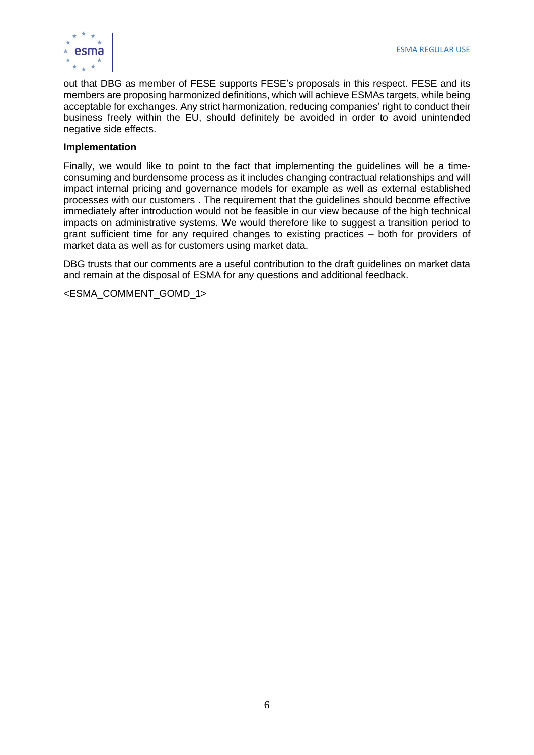out that DBG as member of FESE supports FESE's proposals in this respect. FESE and its members are proposing harmonized definitions, which will achieve ESMAs targets, while being acceptable for exchanges. Any strict harmonization, reducing companies' right to conduct their business freely within the EU, should definitely be avoided in order to avoid unintended negative side effects.

**Implementation**

Finally, we would like to point to the fact that implementing the guidelines will be a time-consuming and burdensome process as it includes changing contractual relationships and will impact internal pricing and governance models for example as well as external established processes with our customers . The requirement that the guidelines should become effective immediately after introduction would not be feasible in our view because of the high technical impacts on administrative systems. We would therefore like to suggest a transition period to grant sufficient time for any required changes to existing practices – both for providers of market data as well as for customers using market data.

DBG trusts that our comments are a useful contribution to the draft guidelines on market data and remain at the disposal of ESMA for any questions and additional feedback.

<ESMA_COMMENT_GOMD_1>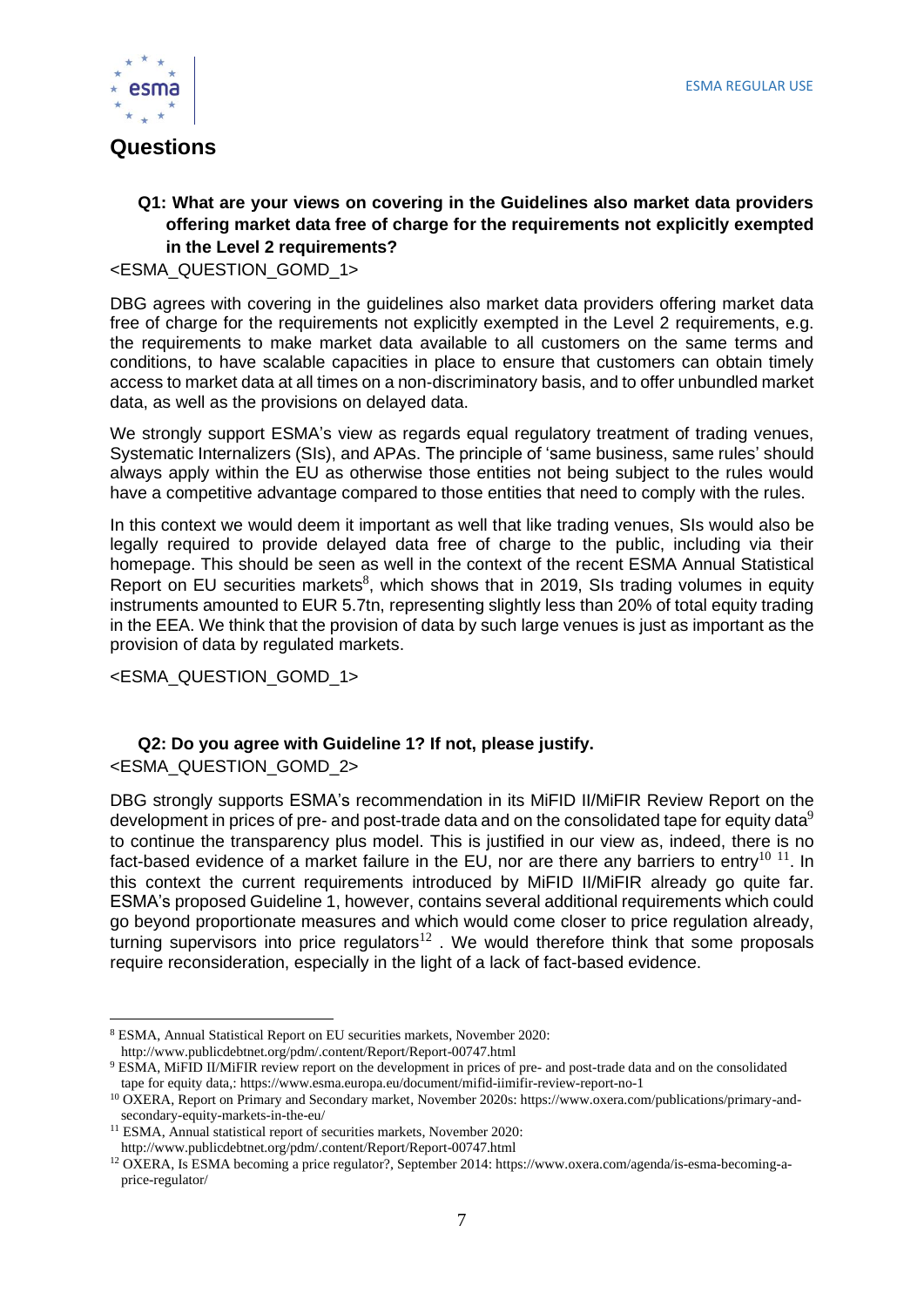## Questions

**Q1: What are your views on covering in the Guidelines also market data providers offering market data free of charge for the requirements not explicitly exempted in the Level 2 requirements?**

<ESMA_QUESTION_GOMD_1>

DBG agrees with covering in the guidelines also market data providers offering market data free of charge for the requirements not explicitly exempted in the Level 2 requirements, e.g. the requirements to make market data available to all customers on the same terms and conditions, to have scalable capacities in place to ensure that customers can obtain timely access to market data at all times on a non-discriminatory basis, and to offer unbundled market data, as well as the provisions on delayed data.

We strongly support ESMA's view as regards equal regulatory treatment of trading venues, Systematic Internalizers (SIs), and APAs. The principle of 'same business, same rules' should always apply within the EU as otherwise those entities not being subject to the rules would have a competitive advantage compared to those entities that need to comply with the rules.

In this context we would deem it important as well that like trading venues, SIs would also be legally required to provide delayed data free of charge to the public, including via their homepage. This should be seen as well in the context of the recent ESMA Annual Statistical Report on EU securities markets[8], which shows that in 2019, SIs trading volumes in equity instruments amounted to EUR 5.7tn, representing slightly less than 20% of total equity trading in the EEA. We think that the provision of data by such large venues is just as important as the provision of data by regulated markets.

<ESMA_QUESTION_GOMD_1>

**Q2: Do you agree with Guideline 1? If not, please justify.**

<ESMA_QUESTION_GOMD_2>

DBG strongly supports ESMA's recommendation in its MiFID II/MiFIR Review Report on the development in prices of pre- and post-trade data and on the consolidated tape for equity data[9] to continue the transparency plus model. This is justified in our view as, indeed, there is no fact-based evidence of a market failure in the EU, nor are there any barriers to entry[10] [11]. In this context the current requirements introduced by MiFID II/MiFIR already go quite far. ESMA's proposed Guideline 1, however, contains several additional requirements which could go beyond proportionate measures and which would come closer to price regulation already, turning supervisors into price regulators[12]. We would therefore think that some proposals require reconsideration, especially in the light of a lack of fact-based evidence.

---

[8] ESMA, Annual Statistical Report on EU securities markets, November 2020: http://www.publicdebtnet.org/pdm/.content/Report/Report-00747.html

[9] ESMA, MiFID II/MiFIR review report on the development in prices of pre- and post-trade data and on the consolidated tape for equity data,: https://www.esma.europa.eu/document/mifid-iimifir-review-report-no-1

[10] OXERA, Report on Primary and Secondary market, November 2020s: https://www.oxera.com/publications/primary-and-secondary-equity-markets-in-the-eu/

[11] ESMA, Annual statistical report of securities markets, November 2020: http://www.publicdebtnet.org/pdm/.content/Report/Report-00747.html

[12] OXERA, Is ESMA becoming a price regulator?, September 2014: https://www.oxera.com/agenda/is-esma-becoming-a-price-regulator/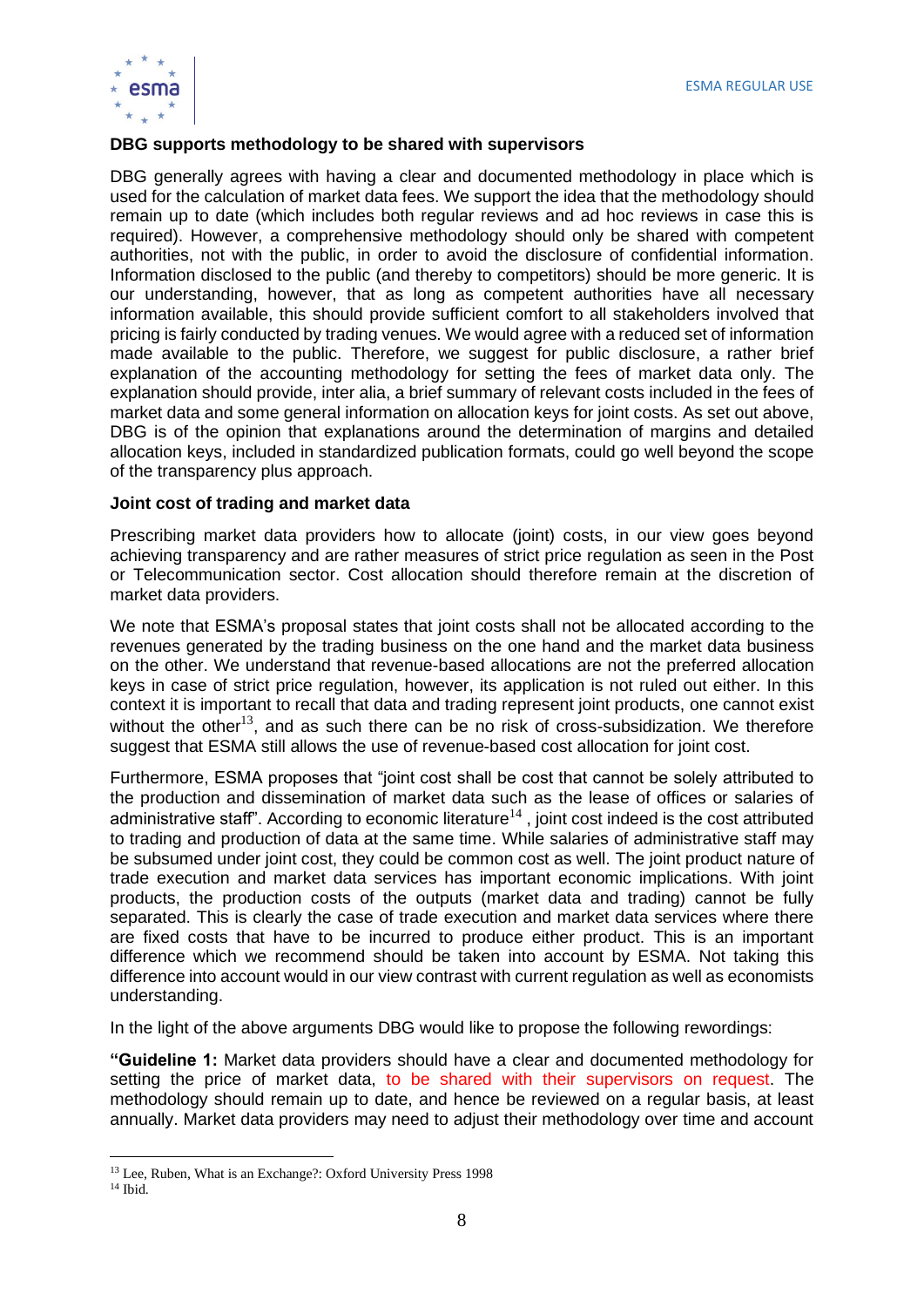**DBG supports methodology to be shared with supervisors**

DBG generally agrees with having a clear and documented methodology in place which is used for the calculation of market data fees. We support the idea that the methodology should remain up to date (which includes both regular reviews and ad hoc reviews in case this is required). However, a comprehensive methodology should only be shared with competent authorities, not with the public, in order to avoid the disclosure of confidential information. Information disclosed to the public (and thereby to competitors) should be more generic. It is our understanding, however, that as long as competent authorities have all necessary information available, this should provide sufficient comfort to all stakeholders involved that pricing is fairly conducted by trading venues. We would agree with a reduced set of information made available to the public. Therefore, we suggest for public disclosure, a rather brief explanation of the accounting methodology for setting the fees of market data only. The explanation should provide, inter alia, a brief summary of relevant costs included in the fees of market data and some general information on allocation keys for joint costs. As set out above, DBG is of the opinion that explanations around the determination of margins and detailed allocation keys, included in standardized publication formats, could go well beyond the scope of the transparency plus approach.

**Joint cost of trading and market data**

Prescribing market data providers how to allocate (joint) costs, in our view goes beyond achieving transparency and are rather measures of strict price regulation as seen in the Post or Telecommunication sector. Cost allocation should therefore remain at the discretion of market data providers.

We note that ESMA's proposal states that joint costs shall not be allocated according to the revenues generated by the trading business on the one hand and the market data business on the other. We understand that revenue-based allocations are not the preferred allocation keys in case of strict price regulation, however, its application is not ruled out either. In this context it is important to recall that data and trading represent joint products, one cannot exist without the other[13], and as such there can be no risk of cross-subsidization. We therefore suggest that ESMA still allows the use of revenue-based cost allocation for joint cost.

Furthermore, ESMA proposes that "joint cost shall be cost that cannot be solely attributed to the production and dissemination of market data such as the lease of offices or salaries of administrative staff". According to economic literature[14] , joint cost indeed is the cost attributed to trading and production of data at the same time. While salaries of administrative staff may be subsumed under joint cost, they could be common cost as well. The joint product nature of trade execution and market data services has important economic implications. With joint products, the production costs of the outputs (market data and trading) cannot be fully separated. This is clearly the case of trade execution and market data services where there are fixed costs that have to be incurred to produce either product. This is an important difference which we recommend should be taken into account by ESMA. Not taking this difference into account would in our view contrast with current regulation as well as economists understanding.

In the light of the above arguments DBG would like to propose the following rewordings:

**"Guideline 1:** Market data providers should have a clear and documented methodology for setting the price of market data, to be shared with their supervisors on request. The methodology should remain up to date, and hence be reviewed on a regular basis, at least annually. Market data providers may need to adjust their methodology over time and account

[13] Lee, Ruben, What is an Exchange?: Oxford University Press 1998

[14] Ibid.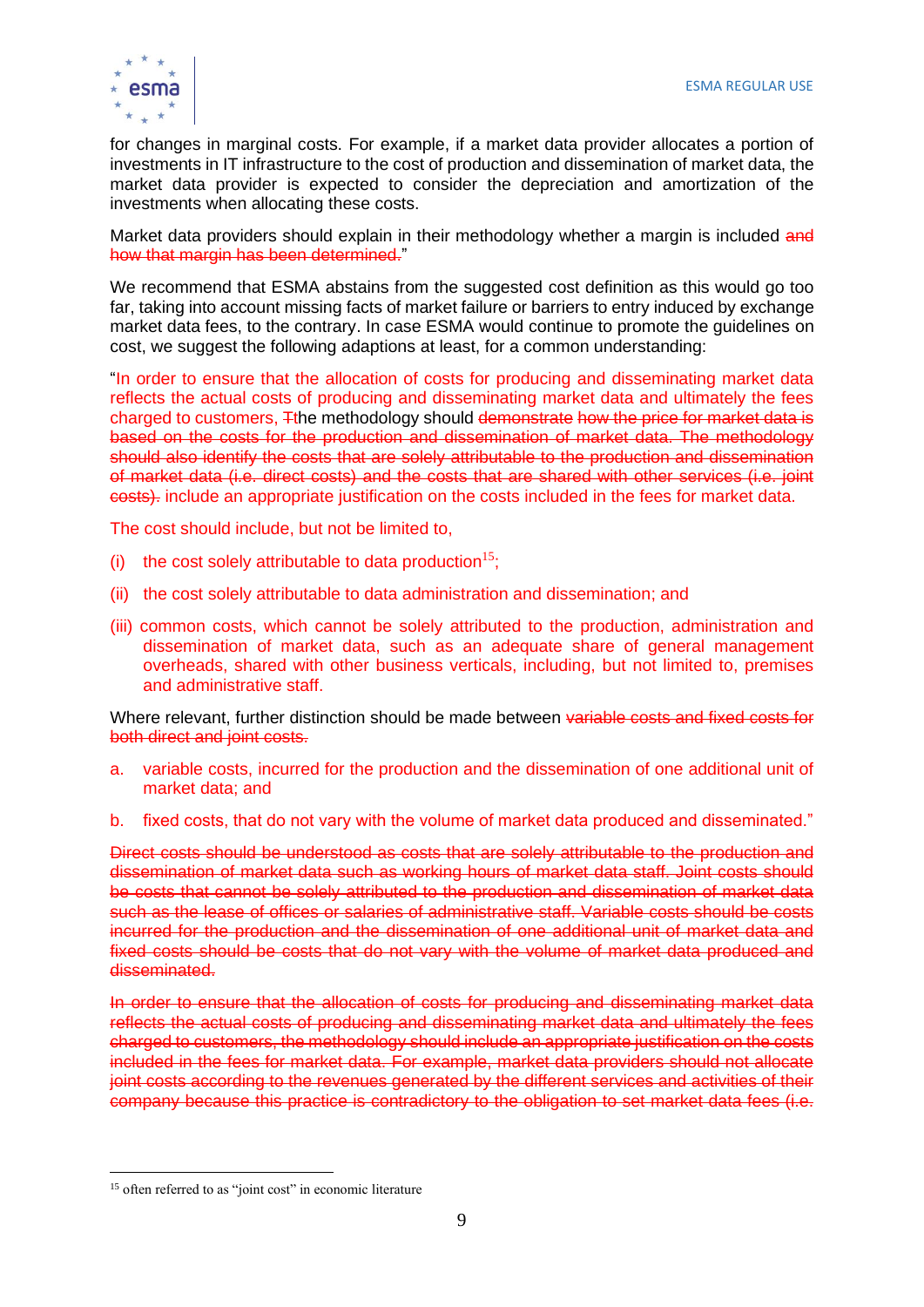for changes in marginal costs. For example, if a market data provider allocates a portion of investments in IT infrastructure to the cost of production and dissemination of market data, the market data provider is expected to consider the depreciation and amortization of the investments when allocating these costs.

Market data providers should explain in their methodology whether a margin is included ~~and how that margin has been determined.~~"

We recommend that ESMA abstains from the suggested cost definition as this would go too far, taking into account missing facts of market failure or barriers to entry induced by exchange market data fees, to the contrary. In case ESMA would continue to promote the guidelines on cost, we suggest the following adaptions at least, for a common understanding:

"In order to ensure that the allocation of costs for producing and disseminating market data reflects the actual costs of producing and disseminating market data and ultimately the fees charged to customers, ~~T~~the methodology should ~~demonstrate how the price for market data is based on the costs for the production and dissemination of market data. The methodology should also identify the costs that are solely attributable to the production and dissemination of market data (i.e. direct costs) and the costs that are shared with other services (i.e. joint costs).~~ include an appropriate justification on the costs included in the fees for market data.

The cost should include, but not be limited to,

(i) the cost solely attributable to data production[15];

(ii) the cost solely attributable to data administration and dissemination; and

(iii) common costs, which cannot be solely attributed to the production, administration and dissemination of market data, such as an adequate share of general management overheads, shared with other business verticals, including, but not limited to, premises and administrative staff.

Where relevant, further distinction should be made between ~~variable costs and fixed costs for both direct and joint costs.~~

a. variable costs, incurred for the production and the dissemination of one additional unit of market data; and

b. fixed costs, that do not vary with the volume of market data produced and disseminated."

~~Direct costs should be understood as costs that are solely attributable to the production and dissemination of market data such as working hours of market data staff. Joint costs should be costs that cannot be solely attributed to the production and dissemination of market data such as the lease of offices or salaries of administrative staff. Variable costs should be costs incurred for the production and the dissemination of one additional unit of market data and fixed costs should be costs that do not vary with the volume of market data produced and disseminated.~~

~~In order to ensure that the allocation of costs for producing and disseminating market data reflects the actual costs of producing and disseminating market data and ultimately the fees charged to customers, the methodology should include an appropriate justification on the costs included in the fees for market data. For example, market data providers should not allocate joint costs according to the revenues generated by the different services and activities of their company because this practice is contradictory to the obligation to set market data fees (i.e.~~

[15] often referred to as "joint cost" in economic literature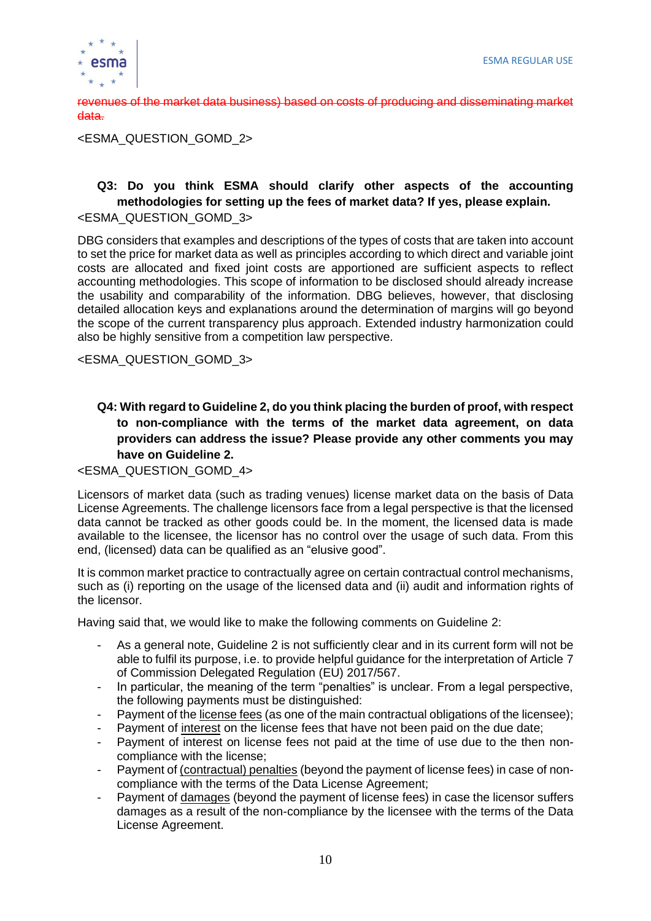~~revenues of the market data business) based on costs of producing and disseminating market data.~~

<ESMA_QUESTION_GOMD_2>

**Q3: Do you think ESMA should clarify other aspects of the accounting methodologies for setting up the fees of market data? If yes, please explain.**

<ESMA_QUESTION_GOMD_3>

DBG considers that examples and descriptions of the types of costs that are taken into account to set the price for market data as well as principles according to which direct and variable joint costs are allocated and fixed joint costs are apportioned are sufficient aspects to reflect accounting methodologies. This scope of information to be disclosed should already increase the usability and comparability of the information. DBG believes, however, that disclosing detailed allocation keys and explanations around the determination of margins will go beyond the scope of the current transparency plus approach. Extended industry harmonization could also be highly sensitive from a competition law perspective.

<ESMA_QUESTION_GOMD_3>

**Q4: With regard to Guideline 2, do you think placing the burden of proof, with respect to non-compliance with the terms of the market data agreement, on data providers can address the issue? Please provide any other comments you may have on Guideline 2.**

<ESMA_QUESTION_GOMD_4>

Licensors of market data (such as trading venues) license market data on the basis of Data License Agreements. The challenge licensors face from a legal perspective is that the licensed data cannot be tracked as other goods could be. In the moment, the licensed data is made available to the licensee, the licensor has no control over the usage of such data. From this end, (licensed) data can be qualified as an "elusive good".

It is common market practice to contractually agree on certain contractual control mechanisms, such as (i) reporting on the usage of the licensed data and (ii) audit and information rights of the licensor.

Having said that, we would like to make the following comments on Guideline 2:

- As a general note, Guideline 2 is not sufficiently clear and in its current form will not be able to fulfil its purpose, i.e. to provide helpful guidance for the interpretation of Article 7 of Commission Delegated Regulation (EU) 2017/567.
- In particular, the meaning of the term "penalties" is unclear. From a legal perspective, the following payments must be distinguished:
- Payment of the <u>license fees</u> (as one of the main contractual obligations of the licensee);
- Payment of <u>interest</u> on the license fees that have not been paid on the due date;
- Payment of interest on license fees not paid at the time of use due to the then non-compliance with the license;
- Payment of <u>(contractual) penalties</u> (beyond the payment of license fees) in case of non-compliance with the terms of the Data License Agreement;
- Payment of <u>damages</u> (beyond the payment of license fees) in case the licensor suffers damages as a result of the non-compliance by the licensee with the terms of the Data License Agreement.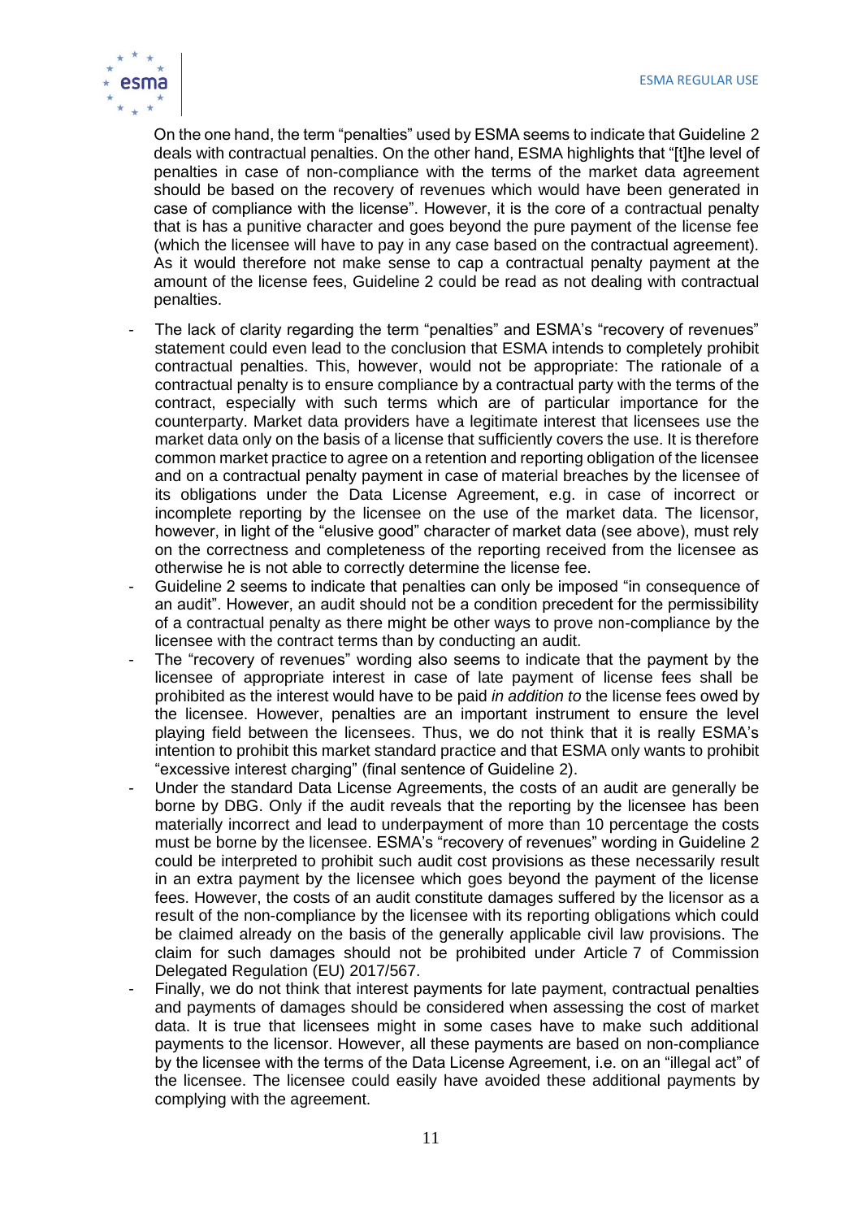On the one hand, the term "penalties" used by ESMA seems to indicate that Guideline 2 deals with contractual penalties. On the other hand, ESMA highlights that "[t]he level of penalties in case of non-compliance with the terms of the market data agreement should be based on the recovery of revenues which would have been generated in case of compliance with the license". However, it is the core of a contractual penalty that is has a punitive character and goes beyond the pure payment of the license fee (which the licensee will have to pay in any case based on the contractual agreement). As it would therefore not make sense to cap a contractual penalty payment at the amount of the license fees, Guideline 2 could be read as not dealing with contractual penalties.

- The lack of clarity regarding the term "penalties" and ESMA's "recovery of revenues" statement could even lead to the conclusion that ESMA intends to completely prohibit contractual penalties. This, however, would not be appropriate: The rationale of a contractual penalty is to ensure compliance by a contractual party with the terms of the contract, especially with such terms which are of particular importance for the counterparty. Market data providers have a legitimate interest that licensees use the market data only on the basis of a license that sufficiently covers the use. It is therefore common market practice to agree on a retention and reporting obligation of the licensee and on a contractual penalty payment in case of material breaches by the licensee of its obligations under the Data License Agreement, e.g. in case of incorrect or incomplete reporting by the licensee on the use of the market data. The licensor, however, in light of the "elusive good" character of market data (see above), must rely on the correctness and completeness of the reporting received from the licensee as otherwise he is not able to correctly determine the license fee.
- Guideline 2 seems to indicate that penalties can only be imposed "in consequence of an audit". However, an audit should not be a condition precedent for the permissibility of a contractual penalty as there might be other ways to prove non-compliance by the licensee with the contract terms than by conducting an audit.
- The "recovery of revenues" wording also seems to indicate that the payment by the licensee of appropriate interest in case of late payment of license fees shall be prohibited as the interest would have to be paid *in addition to* the license fees owed by the licensee. However, penalties are an important instrument to ensure the level playing field between the licensees. Thus, we do not think that it is really ESMA's intention to prohibit this market standard practice and that ESMA only wants to prohibit "excessive interest charging" (final sentence of Guideline 2).
- Under the standard Data License Agreements, the costs of an audit are generally be borne by DBG. Only if the audit reveals that the reporting by the licensee has been materially incorrect and lead to underpayment of more than 10 percentage the costs must be borne by the licensee. ESMA's "recovery of revenues" wording in Guideline 2 could be interpreted to prohibit such audit cost provisions as these necessarily result in an extra payment by the licensee which goes beyond the payment of the license fees. However, the costs of an audit constitute damages suffered by the licensor as a result of the non-compliance by the licensee with its reporting obligations which could be claimed already on the basis of the generally applicable civil law provisions. The claim for such damages should not be prohibited under Article 7 of Commission Delegated Regulation (EU) 2017/567.
- Finally, we do not think that interest payments for late payment, contractual penalties and payments of damages should be considered when assessing the cost of market data. It is true that licensees might in some cases have to make such additional payments to the licensor. However, all these payments are based on non-compliance by the licensee with the terms of the Data License Agreement, i.e. on an "illegal act" of the licensee. The licensee could easily have avoided these additional payments by complying with the agreement.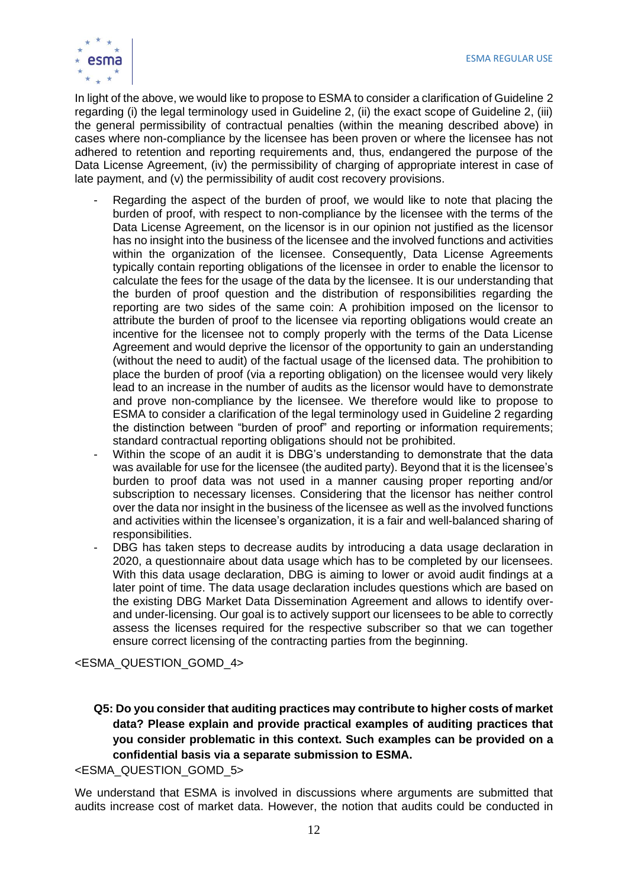In light of the above, we would like to propose to ESMA to consider a clarification of Guideline 2 regarding (i) the legal terminology used in Guideline 2, (ii) the exact scope of Guideline 2, (iii) the general permissibility of contractual penalties (within the meaning described above) in cases where non-compliance by the licensee has been proven or where the licensee has not adhered to retention and reporting requirements and, thus, endangered the purpose of the Data License Agreement, (iv) the permissibility of charging of appropriate interest in case of late payment, and (v) the permissibility of audit cost recovery provisions.

- Regarding the aspect of the burden of proof, we would like to note that placing the burden of proof, with respect to non-compliance by the licensee with the terms of the Data License Agreement, on the licensor is in our opinion not justified as the licensor has no insight into the business of the licensee and the involved functions and activities within the organization of the licensee. Consequently, Data License Agreements typically contain reporting obligations of the licensee in order to enable the licensor to calculate the fees for the usage of the data by the licensee. It is our understanding that the burden of proof question and the distribution of responsibilities regarding the reporting are two sides of the same coin: A prohibition imposed on the licensor to attribute the burden of proof to the licensee via reporting obligations would create an incentive for the licensee not to comply properly with the terms of the Data License Agreement and would deprive the licensor of the opportunity to gain an understanding (without the need to audit) of the factual usage of the licensed data. The prohibition to place the burden of proof (via a reporting obligation) on the licensee would very likely lead to an increase in the number of audits as the licensor would have to demonstrate and prove non-compliance by the licensee. We therefore would like to propose to ESMA to consider a clarification of the legal terminology used in Guideline 2 regarding the distinction between "burden of proof" and reporting or information requirements; standard contractual reporting obligations should not be prohibited.
- Within the scope of an audit it is DBG's understanding to demonstrate that the data was available for use for the licensee (the audited party). Beyond that it is the licensee's burden to proof data was not used in a manner causing proper reporting and/or subscription to necessary licenses. Considering that the licensor has neither control over the data nor insight in the business of the licensee as well as the involved functions and activities within the licensee's organization, it is a fair and well-balanced sharing of responsibilities.
- DBG has taken steps to decrease audits by introducing a data usage declaration in 2020, a questionnaire about data usage which has to be completed by our licensees. With this data usage declaration, DBG is aiming to lower or avoid audit findings at a later point of time. The data usage declaration includes questions which are based on the existing DBG Market Data Dissemination Agreement and allows to identify over- and under-licensing. Our goal is to actively support our licensees to be able to correctly assess the licenses required for the respective subscriber so that we can together ensure correct licensing of the contracting parties from the beginning.

<ESMA_QUESTION_GOMD_4>

**Q5: Do you consider that auditing practices may contribute to higher costs of market data? Please explain and provide practical examples of auditing practices that you consider problematic in this context. Such examples can be provided on a confidential basis via a separate submission to ESMA.**

<ESMA_QUESTION_GOMD_5>

We understand that ESMA is involved in discussions where arguments are submitted that audits increase cost of market data. However, the notion that audits could be conducted in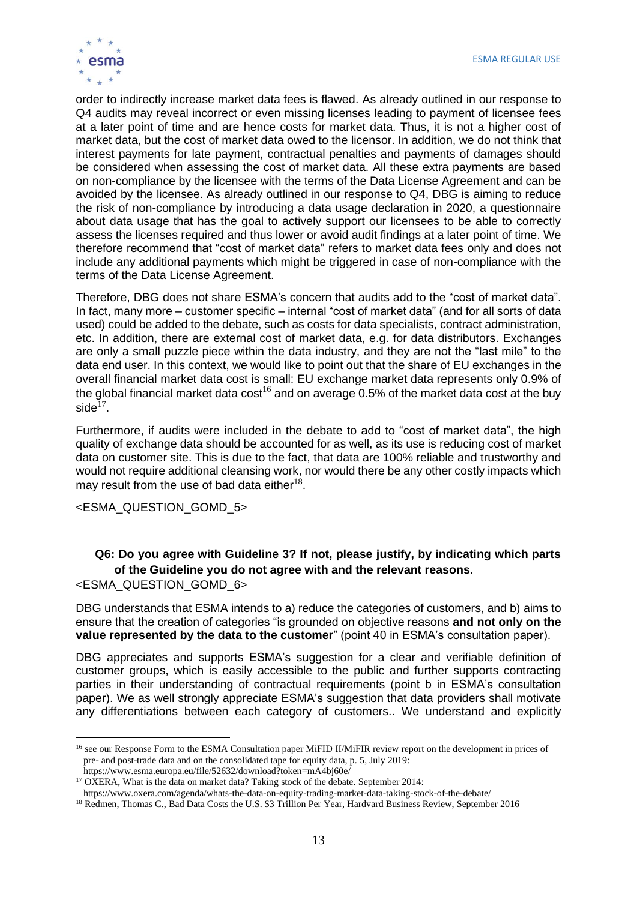order to indirectly increase market data fees is flawed. As already outlined in our response to Q4 audits may reveal incorrect or even missing licenses leading to payment of licensee fees at a later point of time and are hence costs for market data. Thus, it is not a higher cost of market data, but the cost of market data owed to the licensor. In addition, we do not think that interest payments for late payment, contractual penalties and payments of damages should be considered when assessing the cost of market data. All these extra payments are based on non-compliance by the licensee with the terms of the Data License Agreement and can be avoided by the licensee. As already outlined in our response to Q4, DBG is aiming to reduce the risk of non-compliance by introducing a data usage declaration in 2020, a questionnaire about data usage that has the goal to actively support our licensees to be able to correctly assess the licenses required and thus lower or avoid audit findings at a later point of time. We therefore recommend that "cost of market data" refers to market data fees only and does not include any additional payments which might be triggered in case of non-compliance with the terms of the Data License Agreement.

Therefore, DBG does not share ESMA's concern that audits add to the "cost of market data". In fact, many more – customer specific – internal "cost of market data" (and for all sorts of data used) could be added to the debate, such as costs for data specialists, contract administration, etc. In addition, there are external cost of market data, e.g. for data distributors. Exchanges are only a small puzzle piece within the data industry, and they are not the "last mile" to the data end user. In this context, we would like to point out that the share of EU exchanges in the overall financial market data cost is small: EU exchange market data represents only 0.9% of the global financial market data cost[16] and on average 0.5% of the market data cost at the buy side[17].

Furthermore, if audits were included in the debate to add to "cost of market data", the high quality of exchange data should be accounted for as well, as its use is reducing cost of market data on customer site. This is due to the fact, that data are 100% reliable and trustworthy and would not require additional cleansing work, nor would there be any other costly impacts which may result from the use of bad data either[18].

<ESMA_QUESTION_GOMD_5>

**Q6: Do you agree with Guideline 3? If not, please justify, by indicating which parts of the Guideline you do not agree with and the relevant reasons.**

<ESMA_QUESTION_GOMD_6>

DBG understands that ESMA intends to a) reduce the categories of customers, and b) aims to ensure that the creation of categories "is grounded on objective reasons **and not only on the value represented by the data to the customer**" (point 40 in ESMA's consultation paper).

DBG appreciates and supports ESMA's suggestion for a clear and verifiable definition of customer groups, which is easily accessible to the public and further supports contracting parties in their understanding of contractual requirements (point b in ESMA's consultation paper). We as well strongly appreciate ESMA's suggestion that data providers shall motivate any differentiations between each category of customers.. We understand and explicitly

---

[16] see our Response Form to the ESMA Consultation paper MiFID II/MiFIR review report on the development in prices of pre- and post-trade data and on the consolidated tape for equity data, p. 5, July 2019: https://www.esma.europa.eu/file/52632/download?token=mA4bj60e/

[17] OXERA, What is the data on market data? Taking stock of the debate. September 2014: https://www.oxera.com/agenda/whats-the-data-on-equity-trading-market-data-taking-stock-of-the-debate/

[18] Redmen, Thomas C., Bad Data Costs the U.S. $3 Trillion Per Year, Hardvard Business Review, September 2016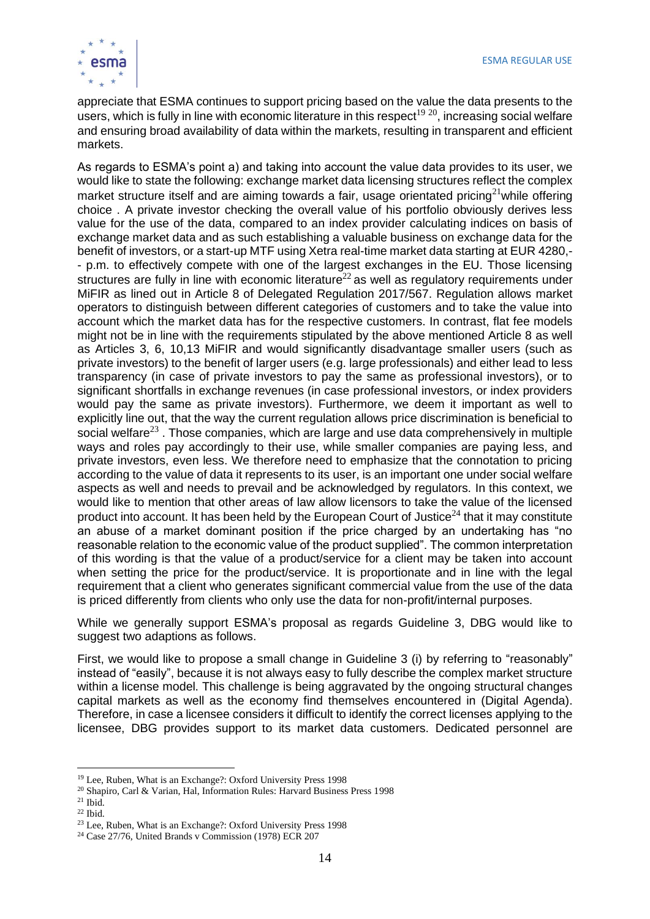appreciate that ESMA continues to support pricing based on the value the data presents to the users, which is fully in line with economic literature in this respect[19] [20], increasing social welfare and ensuring broad availability of data within the markets, resulting in transparent and efficient markets.

As regards to ESMA's point a) and taking into account the value data provides to its user, we would like to state the following: exchange market data licensing structures reflect the complex market structure itself and are aiming towards a fair, usage orientated pricing[21]while offering choice . A private investor checking the overall value of his portfolio obviously derives less value for the use of the data, compared to an index provider calculating indices on basis of exchange market data and as such establishing a valuable business on exchange data for the benefit of investors, or a start-up MTF using Xetra real-time market data starting at EUR 4280,-- p.m. to effectively compete with one of the largest exchanges in the EU. Those licensing structures are fully in line with economic literature[22] as well as regulatory requirements under MiFIR as lined out in Article 8 of Delegated Regulation 2017/567. Regulation allows market operators to distinguish between different categories of customers and to take the value into account which the market data has for the respective customers. In contrast, flat fee models might not be in line with the requirements stipulated by the above mentioned Article 8 as well as Articles 3, 6, 10,13 MiFIR and would significantly disadvantage smaller users (such as private investors) to the benefit of larger users (e.g. large professionals) and either lead to less transparency (in case of private investors to pay the same as professional investors), or to significant shortfalls in exchange revenues (in case professional investors, or index providers would pay the same as private investors). Furthermore, we deem it important as well to explicitly line out, that the way the current regulation allows price discrimination is beneficial to social welfare[23] . Those companies, which are large and use data comprehensively in multiple ways and roles pay accordingly to their use, while smaller companies are paying less, and private investors, even less. We therefore need to emphasize that the connotation to pricing according to the value of data it represents to its user, is an important one under social welfare aspects as well and needs to prevail and be acknowledged by regulators. In this context, we would like to mention that other areas of law allow licensors to take the value of the licensed product into account. It has been held by the European Court of Justice[24] that it may constitute an abuse of a market dominant position if the price charged by an undertaking has "no reasonable relation to the economic value of the product supplied". The common interpretation of this wording is that the value of a product/service for a client may be taken into account when setting the price for the product/service. It is proportionate and in line with the legal requirement that a client who generates significant commercial value from the use of the data is priced differently from clients who only use the data for non-profit/internal purposes.

While we generally support ESMA's proposal as regards Guideline 3, DBG would like to suggest two adaptions as follows.

First, we would like to propose a small change in Guideline 3 (i) by referring to "reasonably" instead of "easily", because it is not always easy to fully describe the complex market structure within a license model. This challenge is being aggravated by the ongoing structural changes capital markets as well as the economy find themselves encountered in (Digital Agenda). Therefore, in case a licensee considers it difficult to identify the correct licenses applying to the licensee, DBG provides support to its market data customers. Dedicated personnel are

[19] Lee, Ruben, What is an Exchange?: Oxford University Press 1998

[20] Shapiro, Carl & Varian, Hal, Information Rules: Harvard Business Press 1998

[21] Ibid.

[22] Ibid.

[23] Lee, Ruben, What is an Exchange?: Oxford University Press 1998

[24] Case 27/76, United Brands v Commission (1978) ECR 207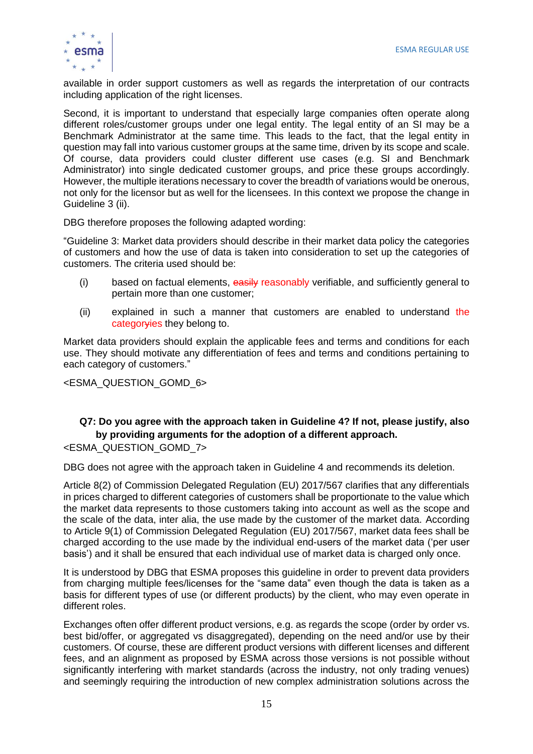available in order support customers as well as regards the interpretation of our contracts including application of the right licenses.

Second, it is important to understand that especially large companies often operate along different roles/customer groups under one legal entity. The legal entity of an SI may be a Benchmark Administrator at the same time. This leads to the fact, that the legal entity in question may fall into various customer groups at the same time, driven by its scope and scale. Of course, data providers could cluster different use cases (e.g. SI and Benchmark Administrator) into single dedicated customer groups, and price these groups accordingly. However, the multiple iterations necessary to cover the breadth of variations would be onerous, not only for the licensor but as well for the licensees. In this context we propose the change in Guideline 3 (ii).

DBG therefore proposes the following adapted wording:

"Guideline 3: Market data providers should describe in their market data policy the categories of customers and how the use of data is taken into consideration to set up the categories of customers. The criteria used should be:

(i) based on factual elements, ~~easily~~ reasonably verifiable, and sufficiently general to pertain more than one customer;

(ii) explained in such a manner that customers are enabled to understand the categor~~y~~ies they belong to.

Market data providers should explain the applicable fees and terms and conditions for each use. They should motivate any differentiation of fees and terms and conditions pertaining to each category of customers."

<ESMA_QUESTION_GOMD_6>

**Q7: Do you agree with the approach taken in Guideline 4? If not, please justify, also by providing arguments for the adoption of a different approach.**

<ESMA_QUESTION_GOMD_7>

DBG does not agree with the approach taken in Guideline 4 and recommends its deletion.

Article 8(2) of Commission Delegated Regulation (EU) 2017/567 clarifies that any differentials in prices charged to different categories of customers shall be proportionate to the value which the market data represents to those customers taking into account as well as the scope and the scale of the data, inter alia, the use made by the customer of the market data. According to Article 9(1) of Commission Delegated Regulation (EU) 2017/567, market data fees shall be charged according to the use made by the individual end-users of the market data ('per user basis') and it shall be ensured that each individual use of market data is charged only once.

It is understood by DBG that ESMA proposes this guideline in order to prevent data providers from charging multiple fees/licenses for the "same data" even though the data is taken as a basis for different types of use (or different products) by the client, who may even operate in different roles.

Exchanges often offer different product versions, e.g. as regards the scope (order by order vs. best bid/offer, or aggregated vs disaggregated), depending on the need and/or use by their customers. Of course, these are different product versions with different licenses and different fees, and an alignment as proposed by ESMA across those versions is not possible without significantly interfering with market standards (across the industry, not only trading venues) and seemingly requiring the introduction of new complex administration solutions across the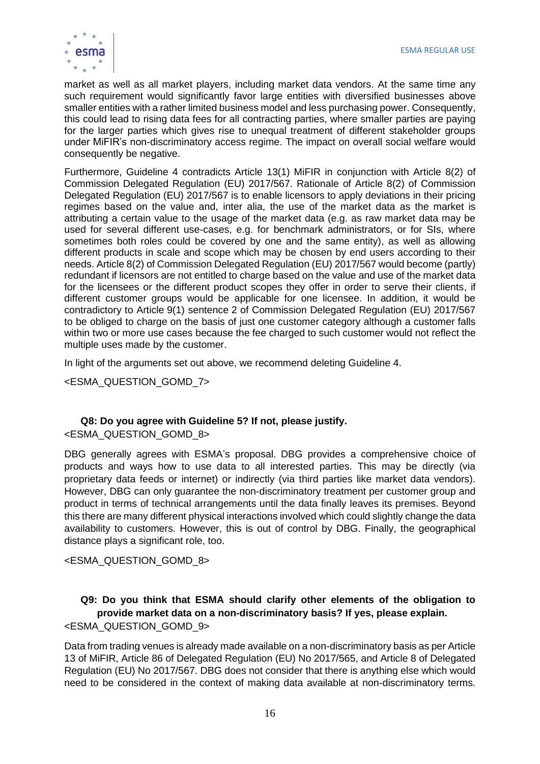market as well as all market players, including market data vendors. At the same time any such requirement would significantly favor large entities with diversified businesses above smaller entities with a rather limited business model and less purchasing power. Consequently, this could lead to rising data fees for all contracting parties, where smaller parties are paying for the larger parties which gives rise to unequal treatment of different stakeholder groups under MiFIR's non-discriminatory access regime. The impact on overall social welfare would consequently be negative.

Furthermore, Guideline 4 contradicts Article 13(1) MiFIR in conjunction with Article 8(2) of Commission Delegated Regulation (EU) 2017/567. Rationale of Article 8(2) of Commission Delegated Regulation (EU) 2017/567 is to enable licensors to apply deviations in their pricing regimes based on the value and, inter alia, the use of the market data as the market is attributing a certain value to the usage of the market data (e.g. as raw market data may be used for several different use-cases, e.g. for benchmark administrators, or for SIs, where sometimes both roles could be covered by one and the same entity), as well as allowing different products in scale and scope which may be chosen by end users according to their needs. Article 8(2) of Commission Delegated Regulation (EU) 2017/567 would become (partly) redundant if licensors are not entitled to charge based on the value and use of the market data for the licensees or the different product scopes they offer in order to serve their clients, if different customer groups would be applicable for one licensee. In addition, it would be contradictory to Article 9(1) sentence 2 of Commission Delegated Regulation (EU) 2017/567 to be obliged to charge on the basis of just one customer category although a customer falls within two or more use cases because the fee charged to such customer would not reflect the multiple uses made by the customer.

In light of the arguments set out above, we recommend deleting Guideline 4.

<ESMA_QUESTION_GOMD_7>

**Q8: Do you agree with Guideline 5? If not, please justify.**

<ESMA_QUESTION_GOMD_8>

DBG generally agrees with ESMA's proposal. DBG provides a comprehensive choice of products and ways how to use data to all interested parties. This may be directly (via proprietary data feeds or internet) or indirectly (via third parties like market data vendors). However, DBG can only guarantee the non-discriminatory treatment per customer group and product in terms of technical arrangements until the data finally leaves its premises. Beyond this there are many different physical interactions involved which could slightly change the data availability to customers. However, this is out of control by DBG. Finally, the geographical distance plays a significant role, too.

<ESMA_QUESTION_GOMD_8>

**Q9: Do you think that ESMA should clarify other elements of the obligation to provide market data on a non-discriminatory basis? If yes, please explain.**

<ESMA_QUESTION_GOMD_9>

Data from trading venues is already made available on a non-discriminatory basis as per Article 13 of MiFIR, Article 86 of Delegated Regulation (EU) No 2017/565, and Article 8 of Delegated Regulation (EU) No 2017/567. DBG does not consider that there is anything else which would need to be considered in the context of making data available at non-discriminatory terms.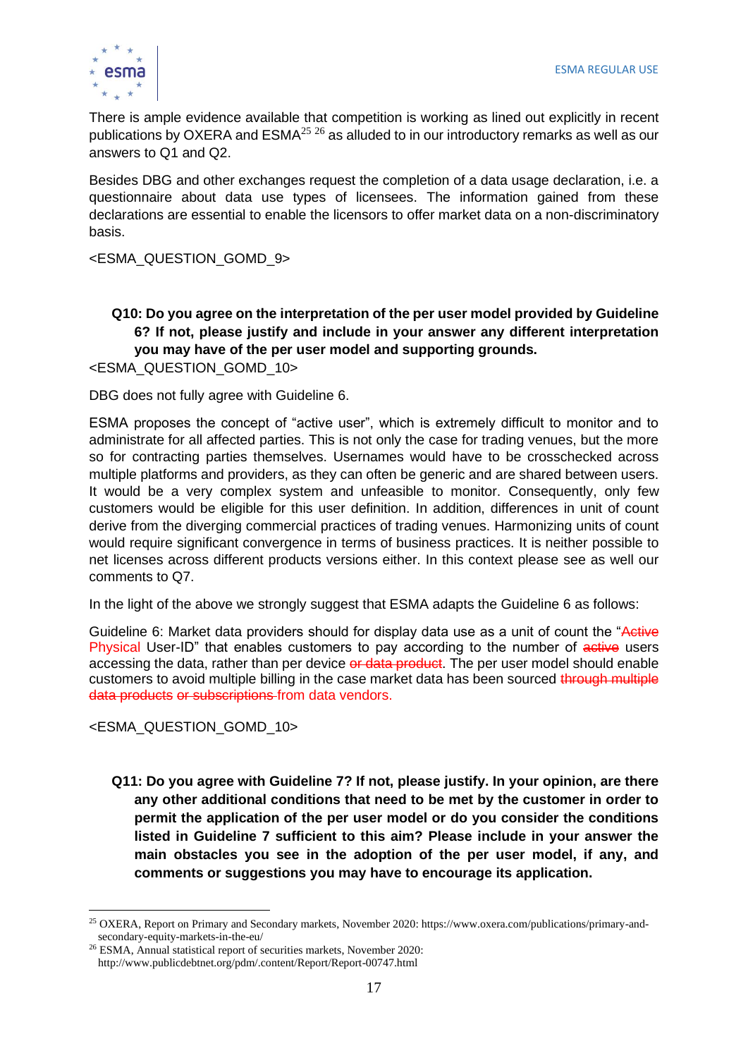There is ample evidence available that competition is working as lined out explicitly in recent publications by OXERA and ESMA[25] [26] as alluded to in our introductory remarks as well as our answers to Q1 and Q2.

Besides DBG and other exchanges request the completion of a data usage declaration, i.e. a questionnaire about data use types of licensees. The information gained from these declarations are essential to enable the licensors to offer market data on a non-discriminatory basis.

<ESMA_QUESTION_GOMD_9>

**Q10: Do you agree on the interpretation of the per user model provided by Guideline 6? If not, please justify and include in your answer any different interpretation you may have of the per user model and supporting grounds.**

<ESMA_QUESTION_GOMD_10>

DBG does not fully agree with Guideline 6.

ESMA proposes the concept of "active user", which is extremely difficult to monitor and to administrate for all affected parties. This is not only the case for trading venues, but the more so for contracting parties themselves. Usernames would have to be crosschecked across multiple platforms and providers, as they can often be generic and are shared between users. It would be a very complex system and unfeasible to monitor. Consequently, only few customers would be eligible for this user definition. In addition, differences in unit of count derive from the diverging commercial practices of trading venues. Harmonizing units of count would require significant convergence in terms of business practices. It is neither possible to net licenses across different products versions either. In this context please see as well our comments to Q7.

In the light of the above we strongly suggest that ESMA adapts the Guideline 6 as follows:

Guideline 6: Market data providers should for display data use as a unit of count the "~~Active~~ Physical User-ID" that enables customers to pay according to the number of ~~active~~ users accessing the data, rather than per device ~~or data product~~. The per user model should enable customers to avoid multiple billing in the case market data has been sourced ~~through multiple data products or subscriptions~~ from data vendors.

<ESMA_QUESTION_GOMD_10>

**Q11: Do you agree with Guideline 7? If not, please justify. In your opinion, are there any other additional conditions that need to be met by the customer in order to permit the application of the per user model or do you consider the conditions listed in Guideline 7 sufficient to this aim? Please include in your answer the main obstacles you see in the adoption of the per user model, if any, and comments or suggestions you may have to encourage its application.**

---

[25] OXERA, Report on Primary and Secondary markets, November 2020: https://www.oxera.com/publications/primary-and-secondary-equity-markets-in-the-eu/

[26] ESMA, Annual statistical report of securities markets, November 2020: http://www.publicdebtnet.org/pdm/.content/Report/Report-00747.html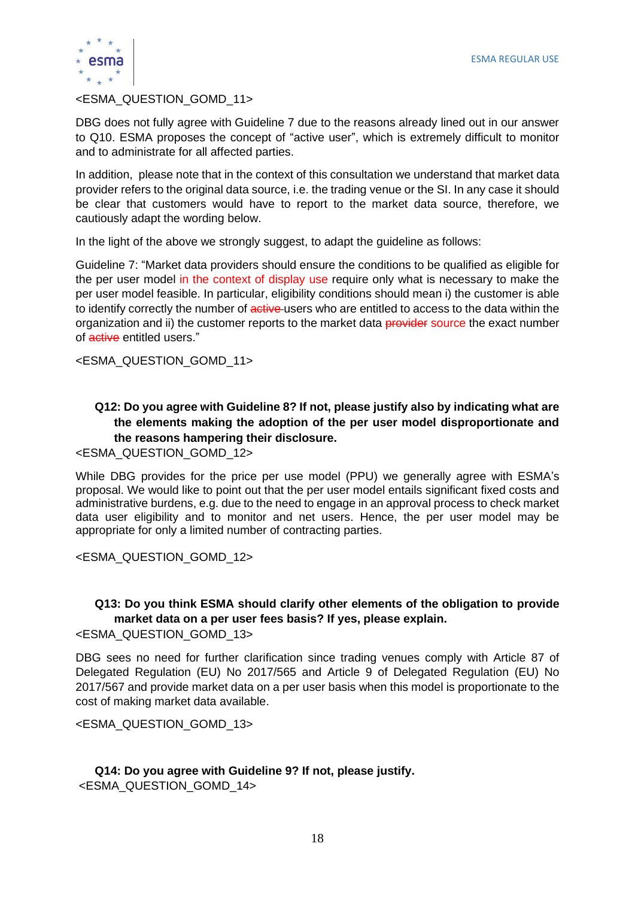<ESMA_QUESTION_GOMD_11>

DBG does not fully agree with Guideline 7 due to the reasons already lined out in our answer to Q10. ESMA proposes the concept of "active user", which is extremely difficult to monitor and to administrate for all affected parties.

In addition, please note that in the context of this consultation we understand that market data provider refers to the original data source, i.e. the trading venue or the SI. In any case it should be clear that customers would have to report to the market data source, therefore, we cautiously adapt the wording below.

In the light of the above we strongly suggest, to adapt the guideline as follows:

Guideline 7: "Market data providers should ensure the conditions to be qualified as eligible for the per user model in the context of display use require only what is necessary to make the per user model feasible. In particular, eligibility conditions should mean i) the customer is able to identify correctly the number of ~~active~~ users who are entitled to access to the data within the organization and ii) the customer reports to the market data ~~provider~~ source the exact number of ~~active~~ entitled users."

<ESMA_QUESTION_GOMD_11>

**Q12: Do you agree with Guideline 8? If not, please justify also by indicating what are the elements making the adoption of the per user model disproportionate and the reasons hampering their disclosure.**

<ESMA_QUESTION_GOMD_12>

While DBG provides for the price per use model (PPU) we generally agree with ESMA's proposal. We would like to point out that the per user model entails significant fixed costs and administrative burdens, e.g. due to the need to engage in an approval process to check market data user eligibility and to monitor and net users. Hence, the per user model may be appropriate for only a limited number of contracting parties.

<ESMA_QUESTION_GOMD_12>

**Q13: Do you think ESMA should clarify other elements of the obligation to provide market data on a per user fees basis? If yes, please explain.**

<ESMA_QUESTION_GOMD_13>

DBG sees no need for further clarification since trading venues comply with Article 87 of Delegated Regulation (EU) No 2017/565 and Article 9 of Delegated Regulation (EU) No 2017/567 and provide market data on a per user basis when this model is proportionate to the cost of making market data available.

<ESMA_QUESTION_GOMD_13>

**Q14: Do you agree with Guideline 9? If not, please justify.**

<ESMA_QUESTION_GOMD_14>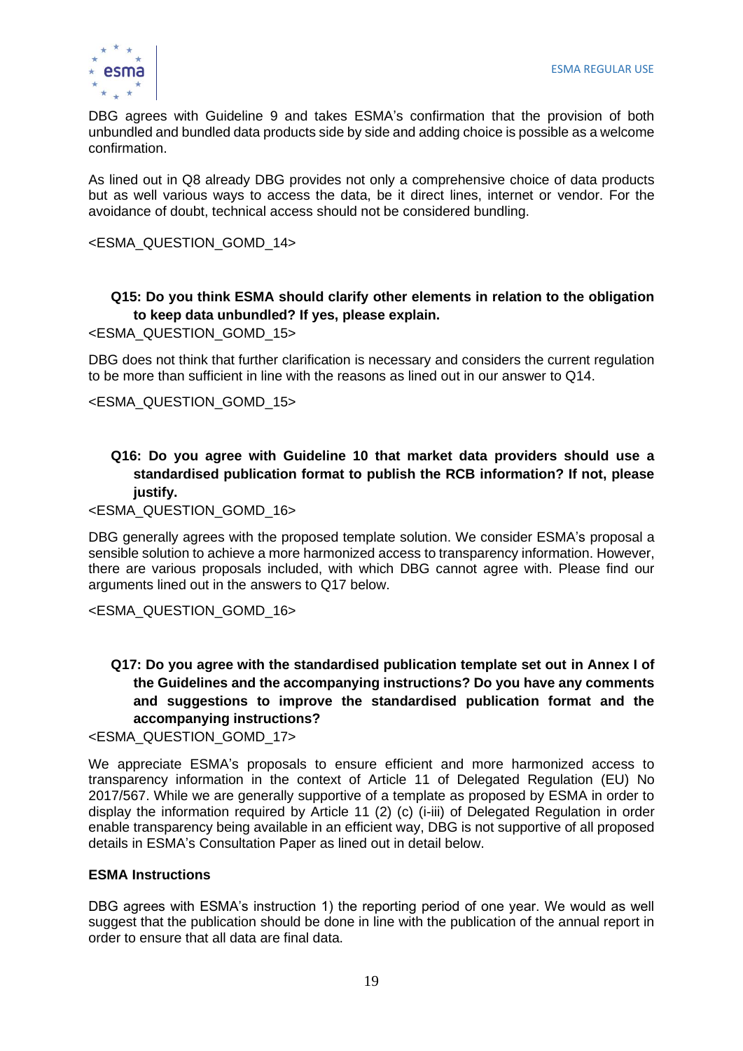DBG agrees with Guideline 9 and takes ESMA's confirmation that the provision of both unbundled and bundled data products side by side and adding choice is possible as a welcome confirmation.

As lined out in Q8 already DBG provides not only a comprehensive choice of data products but as well various ways to access the data, be it direct lines, internet or vendor. For the avoidance of doubt, technical access should not be considered bundling.

<ESMA_QUESTION_GOMD_14>

**Q15: Do you think ESMA should clarify other elements in relation to the obligation to keep data unbundled? If yes, please explain.**

<ESMA_QUESTION_GOMD_15>

DBG does not think that further clarification is necessary and considers the current regulation to be more than sufficient in line with the reasons as lined out in our answer to Q14.

<ESMA_QUESTION_GOMD_15>

**Q16: Do you agree with Guideline 10 that market data providers should use a standardised publication format to publish the RCB information? If not, please justify.**

<ESMA_QUESTION_GOMD_16>

DBG generally agrees with the proposed template solution. We consider ESMA's proposal a sensible solution to achieve a more harmonized access to transparency information. However, there are various proposals included, with which DBG cannot agree with. Please find our arguments lined out in the answers to Q17 below.

<ESMA_QUESTION_GOMD_16>

**Q17: Do you agree with the standardised publication template set out in Annex I of the Guidelines and the accompanying instructions? Do you have any comments and suggestions to improve the standardised publication format and the accompanying instructions?**

<ESMA_QUESTION_GOMD_17>

We appreciate ESMA's proposals to ensure efficient and more harmonized access to transparency information in the context of Article 11 of Delegated Regulation (EU) No 2017/567. While we are generally supportive of a template as proposed by ESMA in order to display the information required by Article 11 (2) (c) (i-iii) of Delegated Regulation in order enable transparency being available in an efficient way, DBG is not supportive of all proposed details in ESMA's Consultation Paper as lined out in detail below.

**ESMA Instructions**

DBG agrees with ESMA's instruction 1) the reporting period of one year. We would as well suggest that the publication should be done in line with the publication of the annual report in order to ensure that all data are final data.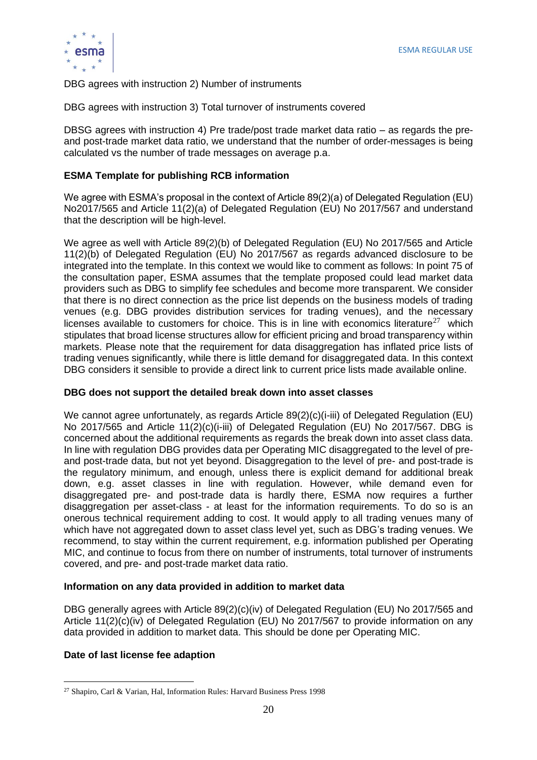DBG agrees with instruction 2) Number of instruments

DBG agrees with instruction 3) Total turnover of instruments covered

DBSG agrees with instruction 4) Pre trade/post trade market data ratio – as regards the pre- and post-trade market data ratio, we understand that the number of order-messages is being calculated vs the number of trade messages on average p.a.

**ESMA Template for publishing RCB information**

We agree with ESMA's proposal in the context of Article 89(2)(a) of Delegated Regulation (EU) No2017/565 and Article 11(2)(a) of Delegated Regulation (EU) No 2017/567 and understand that the description will be high-level.

We agree as well with Article 89(2)(b) of Delegated Regulation (EU) No 2017/565 and Article 11(2)(b) of Delegated Regulation (EU) No 2017/567 as regards advanced disclosure to be integrated into the template. In this context we would like to comment as follows: In point 75 of the consultation paper, ESMA assumes that the template proposed could lead market data providers such as DBG to simplify fee schedules and become more transparent. We consider that there is no direct connection as the price list depends on the business models of trading venues (e.g. DBG provides distribution services for trading venues), and the necessary licenses available to customers for choice. This is in line with economics literature[27] which stipulates that broad license structures allow for efficient pricing and broad transparency within markets. Please note that the requirement for data disaggregation has inflated price lists of trading venues significantly, while there is little demand for disaggregated data. In this context DBG considers it sensible to provide a direct link to current price lists made available online.

**DBG does not support the detailed break down into asset classes**

We cannot agree unfortunately, as regards Article 89(2)(c)(i-iii) of Delegated Regulation (EU) No 2017/565 and Article 11(2)(c)(i-iii) of Delegated Regulation (EU) No 2017/567. DBG is concerned about the additional requirements as regards the break down into asset class data. In line with regulation DBG provides data per Operating MIC disaggregated to the level of pre- and post-trade data, but not yet beyond. Disaggregation to the level of pre- and post-trade is the regulatory minimum, and enough, unless there is explicit demand for additional break down, e.g. asset classes in line with regulation. However, while demand even for disaggregated pre- and post-trade data is hardly there, ESMA now requires a further disaggregation per asset-class - at least for the information requirements. To do so is an onerous technical requirement adding to cost. It would apply to all trading venues many of which have not aggregated down to asset class level yet, such as DBG's trading venues. We recommend, to stay within the current requirement, e.g. information published per Operating MIC, and continue to focus from there on number of instruments, total turnover of instruments covered, and pre- and post-trade market data ratio.

**Information on any data provided in addition to market data**

DBG generally agrees with Article 89(2)(c)(iv) of Delegated Regulation (EU) No 2017/565 and Article 11(2)(c)(iv) of Delegated Regulation (EU) No 2017/567 to provide information on any data provided in addition to market data. This should be done per Operating MIC.

**Date of last license fee adaption**

[27] Shapiro, Carl & Varian, Hal, Information Rules: Harvard Business Press 1998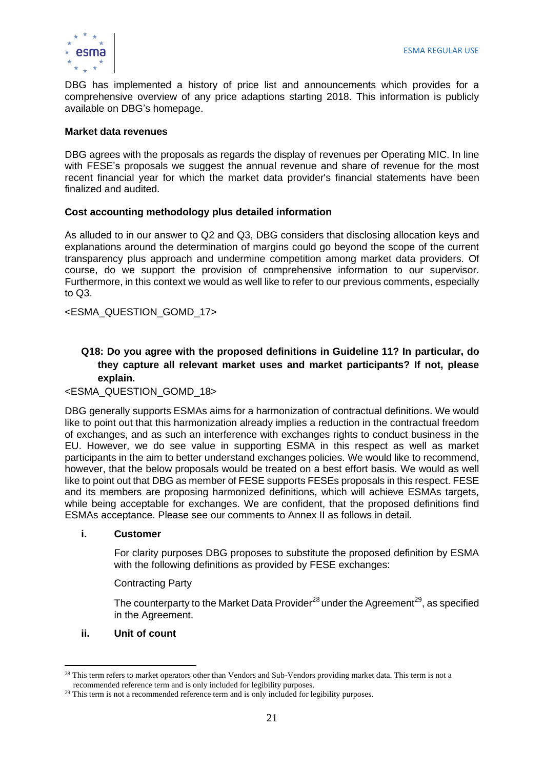DBG has implemented a history of price list and announcements which provides for a comprehensive overview of any price adaptions starting 2018. This information is publicly available on DBG's homepage.

**Market data revenues**

DBG agrees with the proposals as regards the display of revenues per Operating MIC. In line with FESE's proposals we suggest the annual revenue and share of revenue for the most recent financial year for which the market data provider's financial statements have been finalized and audited.

**Cost accounting methodology plus detailed information**

As alluded to in our answer to Q2 and Q3, DBG considers that disclosing allocation keys and explanations around the determination of margins could go beyond the scope of the current transparency plus approach and undermine competition among market data providers. Of course, do we support the provision of comprehensive information to our supervisor. Furthermore, in this context we would as well like to refer to our previous comments, especially to Q3.

<ESMA_QUESTION_GOMD_17>

**Q18: Do you agree with the proposed definitions in Guideline 11? In particular, do they capture all relevant market uses and market participants? If not, please explain.**

<ESMA_QUESTION_GOMD_18>

DBG generally supports ESMAs aims for a harmonization of contractual definitions. We would like to point out that this harmonization already implies a reduction in the contractual freedom of exchanges, and as such an interference with exchanges rights to conduct business in the EU. However, we do see value in supporting ESMA in this respect as well as market participants in the aim to better understand exchanges policies. We would like to recommend, however, that the below proposals would be treated on a best effort basis. We would as well like to point out that DBG as member of FESE supports FESEs proposals in this respect. FESE and its members are proposing harmonized definitions, which will achieve ESMAs targets, while being acceptable for exchanges. We are confident, that the proposed definitions find ESMAs acceptance. Please see our comments to Annex II as follows in detail.

**i. Customer**

For clarity purposes DBG proposes to substitute the proposed definition by ESMA with the following definitions as provided by FESE exchanges:

Contracting Party

The counterparty to the Market Data Provider[28] under the Agreement[29], as specified in the Agreement.

**ii. Unit of count**

[28] This term refers to market operators other than Vendors and Sub-Vendors providing market data. This term is not a recommended reference term and is only included for legibility purposes.

[29] This term is not a recommended reference term and is only included for legibility purposes.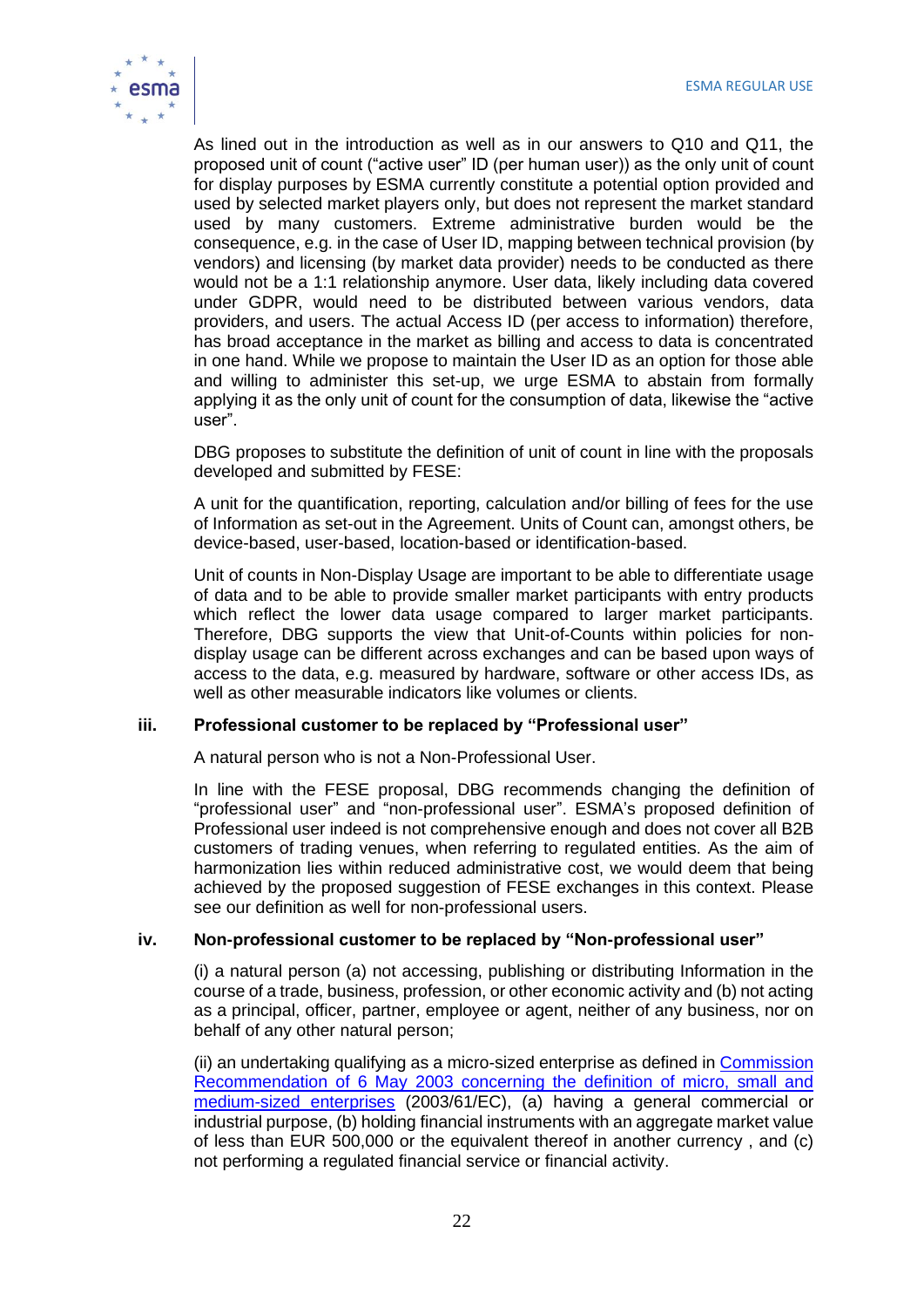As lined out in the introduction as well as in our answers to Q10 and Q11, the proposed unit of count ("active user" ID (per human user)) as the only unit of count for display purposes by ESMA currently constitute a potential option provided and used by selected market players only, but does not represent the market standard used by many customers. Extreme administrative burden would be the consequence, e.g. in the case of User ID, mapping between technical provision (by vendors) and licensing (by market data provider) needs to be conducted as there would not be a 1:1 relationship anymore. User data, likely including data covered under GDPR, would need to be distributed between various vendors, data providers, and users. The actual Access ID (per access to information) therefore, has broad acceptance in the market as billing and access to data is concentrated in one hand. While we propose to maintain the User ID as an option for those able and willing to administer this set-up, we urge ESMA to abstain from formally applying it as the only unit of count for the consumption of data, likewise the "active user".

DBG proposes to substitute the definition of unit of count in line with the proposals developed and submitted by FESE:

A unit for the quantification, reporting, calculation and/or billing of fees for the use of Information as set-out in the Agreement. Units of Count can, amongst others, be device-based, user-based, location-based or identification-based.

Unit of counts in Non-Display Usage are important to be able to differentiate usage of data and to be able to provide smaller market participants with entry products which reflect the lower data usage compared to larger market participants. Therefore, DBG supports the view that Unit-of-Counts within policies for non-display usage can be different across exchanges and can be based upon ways of access to the data, e.g. measured by hardware, software or other access IDs, as well as other measurable indicators like volumes or clients.

### iii. Professional customer to be replaced by "Professional user"

A natural person who is not a Non-Professional User.

In line with the FESE proposal, DBG recommends changing the definition of "professional user" and "non-professional user". ESMA's proposed definition of Professional user indeed is not comprehensive enough and does not cover all B2B customers of trading venues, when referring to regulated entities. As the aim of harmonization lies within reduced administrative cost, we would deem that being achieved by the proposed suggestion of FESE exchanges in this context. Please see our definition as well for non-professional users.

### iv. Non-professional customer to be replaced by "Non-professional user"

(i) a natural person (a) not accessing, publishing or distributing Information in the course of a trade, business, profession, or other economic activity and (b) not acting as a principal, officer, partner, employee or agent, neither of any business, nor on behalf of any other natural person;

(ii) an undertaking qualifying as a micro-sized enterprise as defined in Commission Recommendation of 6 May 2003 concerning the definition of micro, small and medium-sized enterprises (2003/61/EC), (a) having a general commercial or industrial purpose, (b) holding financial instruments with an aggregate market value of less than EUR 500,000 or the equivalent thereof in another currency , and (c) not performing a regulated financial service or financial activity.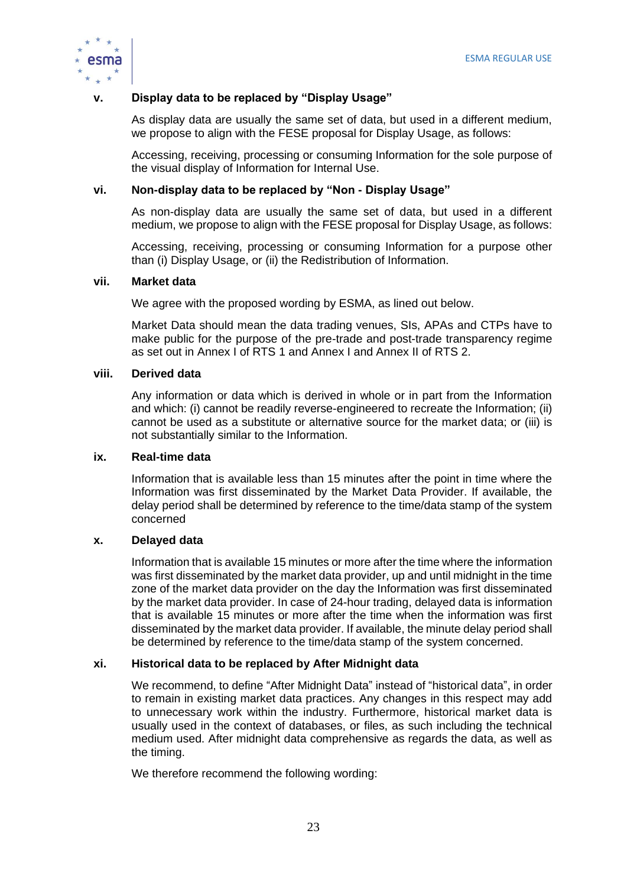### v. Display data to be replaced by "Display Usage"

As display data are usually the same set of data, but used in a different medium, we propose to align with the FESE proposal for Display Usage, as follows:

Accessing, receiving, processing or consuming Information for the sole purpose of the visual display of Information for Internal Use.

### vi. Non-display data to be replaced by "Non - Display Usage"

As non-display data are usually the same set of data, but used in a different medium, we propose to align with the FESE proposal for Display Usage, as follows:

Accessing, receiving, processing or consuming Information for a purpose other than (i) Display Usage, or (ii) the Redistribution of Information.

### vii. Market data

We agree with the proposed wording by ESMA, as lined out below.

Market Data should mean the data trading venues, SIs, APAs and CTPs have to make public for the purpose of the pre-trade and post-trade transparency regime as set out in Annex I of RTS 1 and Annex I and Annex II of RTS 2.

### viii. Derived data

Any information or data which is derived in whole or in part from the Information and which: (i) cannot be readily reverse-engineered to recreate the Information; (ii) cannot be used as a substitute or alternative source for the market data; or (iii) is not substantially similar to the Information.

### ix. Real-time data

Information that is available less than 15 minutes after the point in time where the Information was first disseminated by the Market Data Provider. If available, the delay period shall be determined by reference to the time/data stamp of the system concerned

### x. Delayed data

Information that is available 15 minutes or more after the time where the information was first disseminated by the market data provider, up and until midnight in the time zone of the market data provider on the day the Information was first disseminated by the market data provider. In case of 24-hour trading, delayed data is information that is available 15 minutes or more after the time when the information was first disseminated by the market data provider. If available, the minute delay period shall be determined by reference to the time/data stamp of the system concerned.

### xi. Historical data to be replaced by After Midnight data

We recommend, to define "After Midnight Data" instead of "historical data", in order to remain in existing market data practices. Any changes in this respect may add to unnecessary work within the industry. Furthermore, historical market data is usually used in the context of databases, or files, as such including the technical medium used. After midnight data comprehensive as regards the data, as well as the timing.

We therefore recommend the following wording: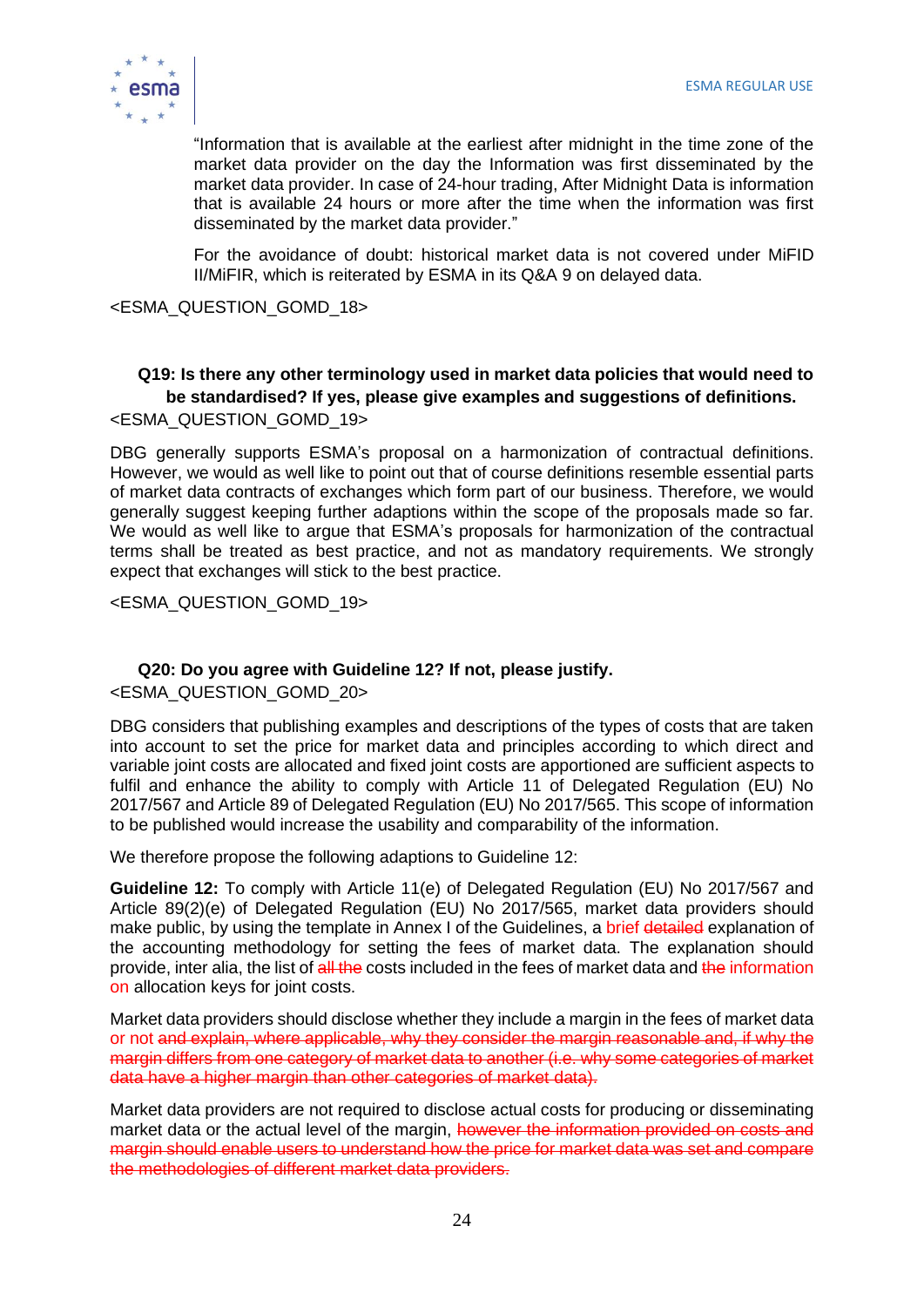"Information that is available at the earliest after midnight in the time zone of the market data provider on the day the Information was first disseminated by the market data provider. In case of 24-hour trading, After Midnight Data is information that is available 24 hours or more after the time when the information was first disseminated by the market data provider."

For the avoidance of doubt: historical market data is not covered under MiFID II/MiFIR, which is reiterated by ESMA in its Q&A 9 on delayed data.

<ESMA_QUESTION_GOMD_18>

**Q19: Is there any other terminology used in market data policies that would need to be standardised? If yes, please give examples and suggestions of definitions.**

<ESMA_QUESTION_GOMD_19>

DBG generally supports ESMA's proposal on a harmonization of contractual definitions. However, we would as well like to point out that of course definitions resemble essential parts of market data contracts of exchanges which form part of our business. Therefore, we would generally suggest keeping further adaptions within the scope of the proposals made so far. We would as well like to argue that ESMA's proposals for harmonization of the contractual terms shall be treated as best practice, and not as mandatory requirements. We strongly expect that exchanges will stick to the best practice.

<ESMA_QUESTION_GOMD_19>

**Q20: Do you agree with Guideline 12? If not, please justify.**

<ESMA_QUESTION_GOMD_20>

DBG considers that publishing examples and descriptions of the types of costs that are taken into account to set the price for market data and principles according to which direct and variable joint costs are allocated and fixed joint costs are apportioned are sufficient aspects to fulfil and enhance the ability to comply with Article 11 of Delegated Regulation (EU) No 2017/567 and Article 89 of Delegated Regulation (EU) No 2017/565. This scope of information to be published would increase the usability and comparability of the information.

We therefore propose the following adaptions to Guideline 12:

**Guideline 12:** To comply with Article 11(e) of Delegated Regulation (EU) No 2017/567 and Article 89(2)(e) of Delegated Regulation (EU) No 2017/565, market data providers should make public, by using the template in Annex I of the Guidelines, a brief ~~detailed~~ explanation of the accounting methodology for setting the fees of market data. The explanation should provide, inter alia, the list of ~~all the~~ costs included in the fees of market data and ~~the~~ information on allocation keys for joint costs.

Market data providers should disclose whether they include a margin in the fees of market data or not ~~and explain, where applicable, why they consider the margin reasonable and, if why the margin differs from one category of market data to another (i.e. why some categories of market data have a higher margin than other categories of market data).~~

Market data providers are not required to disclose actual costs for producing or disseminating market data or the actual level of the margin, ~~however the information provided on costs and margin should enable users to understand how the price for market data was set and compare the methodologies of different market data providers.~~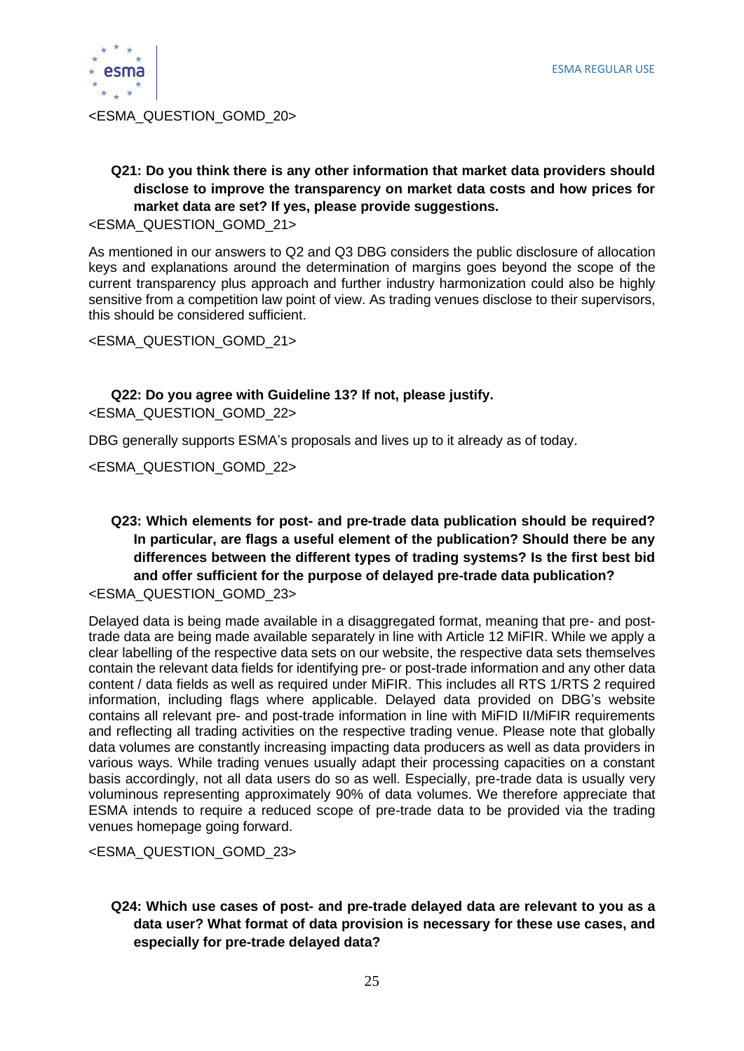<ESMA_QUESTION_GOMD_20>

**Q21: Do you think there is any other information that market data providers should disclose to improve the transparency on market data costs and how prices for market data are set? If yes, please provide suggestions.**

<ESMA_QUESTION_GOMD_21>

As mentioned in our answers to Q2 and Q3 DBG considers the public disclosure of allocation keys and explanations around the determination of margins goes beyond the scope of the current transparency plus approach and further industry harmonization could also be highly sensitive from a competition law point of view. As trading venues disclose to their supervisors, this should be considered sufficient.

<ESMA_QUESTION_GOMD_21>

**Q22: Do you agree with Guideline 13? If not, please justify.**

<ESMA_QUESTION_GOMD_22>

DBG generally supports ESMA's proposals and lives up to it already as of today.

<ESMA_QUESTION_GOMD_22>

**Q23: Which elements for post- and pre-trade data publication should be required? In particular, are flags a useful element of the publication? Should there be any differences between the different types of trading systems? Is the first best bid and offer sufficient for the purpose of delayed pre-trade data publication?**

<ESMA_QUESTION_GOMD_23>

Delayed data is being made available in a disaggregated format, meaning that pre- and post-trade data are being made available separately in line with Article 12 MiFIR. While we apply a clear labelling of the respective data sets on our website, the respective data sets themselves contain the relevant data fields for identifying pre- or post-trade information and any other data content / data fields as well as required under MiFIR. This includes all RTS 1/RTS 2 required information, including flags where applicable. Delayed data provided on DBG's website contains all relevant pre- and post-trade information in line with MiFID II/MiFIR requirements and reflecting all trading activities on the respective trading venue. Please note that globally data volumes are constantly increasing impacting data producers as well as data providers in various ways. While trading venues usually adapt their processing capacities on a constant basis accordingly, not all data users do so as well. Especially, pre-trade data is usually very voluminous representing approximately 90% of data volumes. We therefore appreciate that ESMA intends to require a reduced scope of pre-trade data to be provided via the trading venues homepage going forward.

<ESMA_QUESTION_GOMD_23>

**Q24: Which use cases of post- and pre-trade delayed data are relevant to you as a data user? What format of data provision is necessary for these use cases, and especially for pre-trade delayed data?**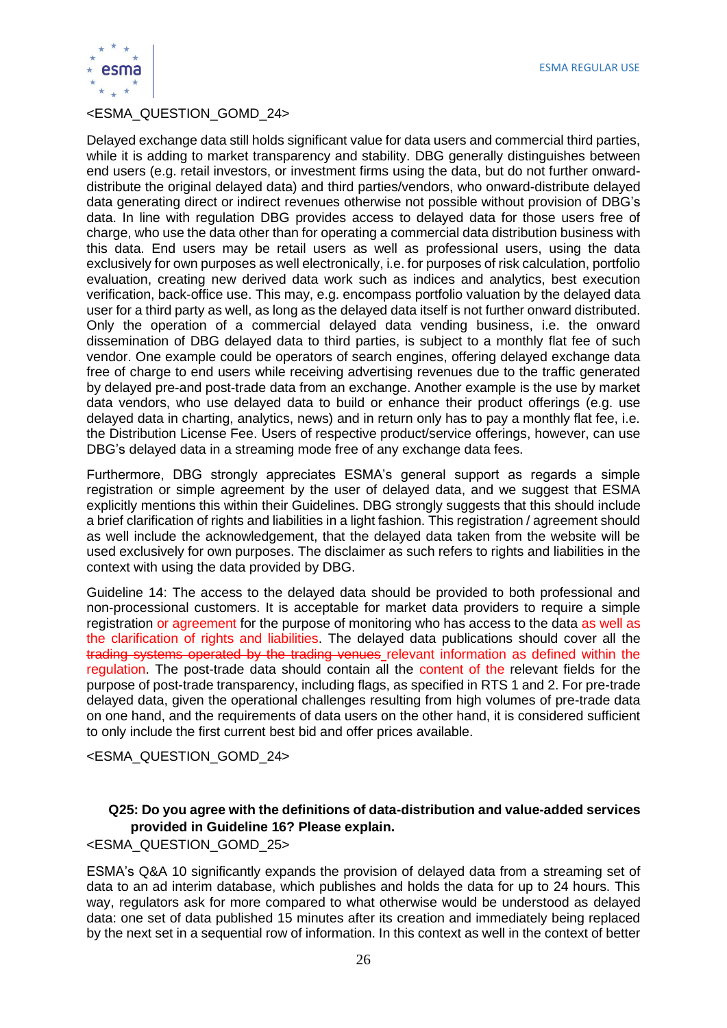<ESMA_QUESTION_GOMD_24>

Delayed exchange data still holds significant value for data users and commercial third parties, while it is adding to market transparency and stability. DBG generally distinguishes between end users (e.g. retail investors, or investment firms using the data, but do not further onward-distribute the original delayed data) and third parties/vendors, who onward-distribute delayed data generating direct or indirect revenues otherwise not possible without provision of DBG's data. In line with regulation DBG provides access to delayed data for those users free of charge, who use the data other than for operating a commercial data distribution business with this data. End users may be retail users as well as professional users, using the data exclusively for own purposes as well electronically, i.e. for purposes of risk calculation, portfolio evaluation, creating new derived data work such as indices and analytics, best execution verification, back-office use. This may, e.g. encompass portfolio valuation by the delayed data user for a third party as well, as long as the delayed data itself is not further onward distributed. Only the operation of a commercial delayed data vending business, i.e. the onward dissemination of DBG delayed data to third parties, is subject to a monthly flat fee of such vendor. One example could be operators of search engines, offering delayed exchange data free of charge to end users while receiving advertising revenues due to the traffic generated by delayed pre-and post-trade data from an exchange. Another example is the use by market data vendors, who use delayed data to build or enhance their product offerings (e.g. use delayed data in charting, analytics, news) and in return only has to pay a monthly flat fee, i.e. the Distribution License Fee. Users of respective product/service offerings, however, can use DBG's delayed data in a streaming mode free of any exchange data fees.

Furthermore, DBG strongly appreciates ESMA's general support as regards a simple registration or simple agreement by the user of delayed data, and we suggest that ESMA explicitly mentions this within their Guidelines. DBG strongly suggests that this should include a brief clarification of rights and liabilities in a light fashion. This registration / agreement should as well include the acknowledgement, that the delayed data taken from the website will be used exclusively for own purposes. The disclaimer as such refers to rights and liabilities in the context with using the data provided by DBG.

Guideline 14: The access to the delayed data should be provided to both professional and non-processional customers. It is acceptable for market data providers to require a simple registration or agreement for the purpose of monitoring who has access to the data as well as the clarification of rights and liabilities. The delayed data publications should cover all the ~~trading systems operated by the trading venues~~ relevant information as defined within the regulation. The post-trade data should contain all the content of the relevant fields for the purpose of post-trade transparency, including flags, as specified in RTS 1 and 2. For pre-trade delayed data, given the operational challenges resulting from high volumes of pre-trade data on one hand, and the requirements of data users on the other hand, it is considered sufficient to only include the first current best bid and offer prices available.

<ESMA_QUESTION_GOMD_24>

**Q25: Do you agree with the definitions of data-distribution and value-added services provided in Guideline 16? Please explain.**

<ESMA_QUESTION_GOMD_25>

ESMA's Q&A 10 significantly expands the provision of delayed data from a streaming set of data to an ad interim database, which publishes and holds the data for up to 24 hours. This way, regulators ask for more compared to what otherwise would be understood as delayed data: one set of data published 15 minutes after its creation and immediately being replaced by the next set in a sequential row of information. In this context as well in the context of better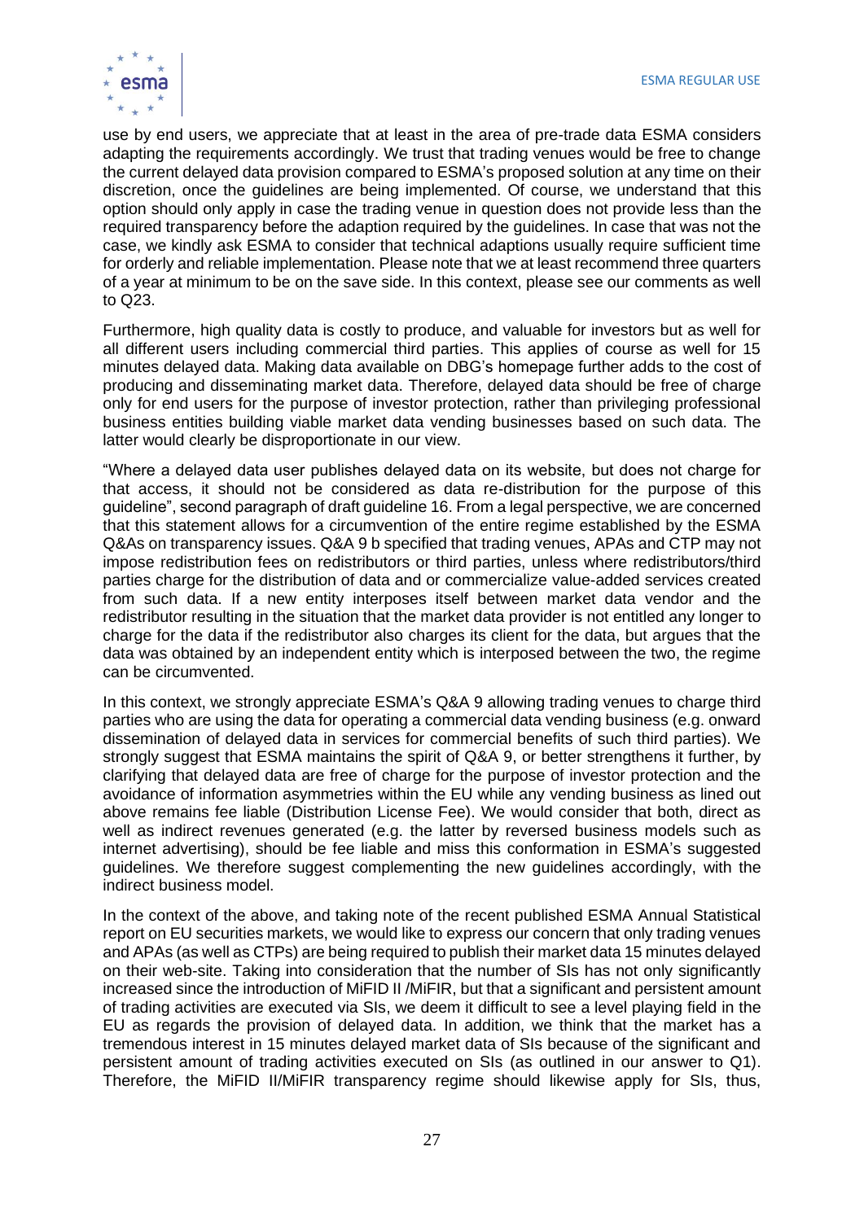use by end users, we appreciate that at least in the area of pre-trade data ESMA considers adapting the requirements accordingly. We trust that trading venues would be free to change the current delayed data provision compared to ESMA's proposed solution at any time on their discretion, once the guidelines are being implemented. Of course, we understand that this option should only apply in case the trading venue in question does not provide less than the required transparency before the adaption required by the guidelines. In case that was not the case, we kindly ask ESMA to consider that technical adaptions usually require sufficient time for orderly and reliable implementation. Please note that we at least recommend three quarters of a year at minimum to be on the save side. In this context, please see our comments as well to Q23.

Furthermore, high quality data is costly to produce, and valuable for investors but as well for all different users including commercial third parties. This applies of course as well for 15 minutes delayed data. Making data available on DBG's homepage further adds to the cost of producing and disseminating market data. Therefore, delayed data should be free of charge only for end users for the purpose of investor protection, rather than privileging professional business entities building viable market data vending businesses based on such data. The latter would clearly be disproportionate in our view.

"Where a delayed data user publishes delayed data on its website, but does not charge for that access, it should not be considered as data re-distribution for the purpose of this guideline", second paragraph of draft guideline 16. From a legal perspective, we are concerned that this statement allows for a circumvention of the entire regime established by the ESMA Q&As on transparency issues. Q&A 9 b specified that trading venues, APAs and CTP may not impose redistribution fees on redistributors or third parties, unless where redistributors/third parties charge for the distribution of data and or commercialize value-added services created from such data. If a new entity interposes itself between market data vendor and the redistributor resulting in the situation that the market data provider is not entitled any longer to charge for the data if the redistributor also charges its client for the data, but argues that the data was obtained by an independent entity which is interposed between the two, the regime can be circumvented.

In this context, we strongly appreciate ESMA's Q&A 9 allowing trading venues to charge third parties who are using the data for operating a commercial data vending business (e.g. onward dissemination of delayed data in services for commercial benefits of such third parties). We strongly suggest that ESMA maintains the spirit of Q&A 9, or better strengthens it further, by clarifying that delayed data are free of charge for the purpose of investor protection and the avoidance of information asymmetries within the EU while any vending business as lined out above remains fee liable (Distribution License Fee). We would consider that both, direct as well as indirect revenues generated (e.g. the latter by reversed business models such as internet advertising), should be fee liable and miss this conformation in ESMA's suggested guidelines. We therefore suggest complementing the new guidelines accordingly, with the indirect business model.

In the context of the above, and taking note of the recent published ESMA Annual Statistical report on EU securities markets, we would like to express our concern that only trading venues and APAs (as well as CTPs) are being required to publish their market data 15 minutes delayed on their web-site. Taking into consideration that the number of SIs has not only significantly increased since the introduction of MiFID II /MiFIR, but that a significant and persistent amount of trading activities are executed via SIs, we deem it difficult to see a level playing field in the EU as regards the provision of delayed data. In addition, we think that the market has a tremendous interest in 15 minutes delayed market data of SIs because of the significant and persistent amount of trading activities executed on SIs (as outlined in our answer to Q1). Therefore, the MiFID II/MiFIR transparency regime should likewise apply for SIs, thus,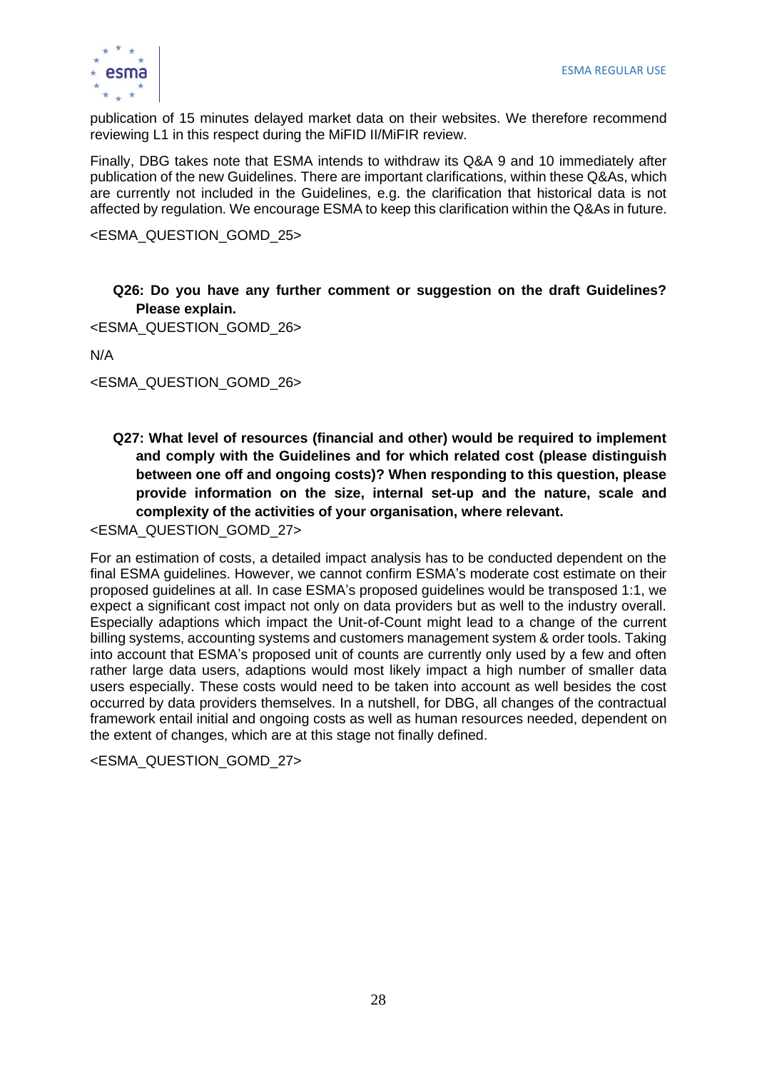publication of 15 minutes delayed market data on their websites. We therefore recommend reviewing L1 in this respect during the MiFID II/MiFIR review.

Finally, DBG takes note that ESMA intends to withdraw its Q&A 9 and 10 immediately after publication of the new Guidelines. There are important clarifications, within these Q&As, which are currently not included in the Guidelines, e.g. the clarification that historical data is not affected by regulation. We encourage ESMA to keep this clarification within the Q&As in future.

<ESMA_QUESTION_GOMD_25>

**Q26: Do you have any further comment or suggestion on the draft Guidelines? Please explain.**

<ESMA_QUESTION_GOMD_26>

N/A

<ESMA_QUESTION_GOMD_26>

**Q27: What level of resources (financial and other) would be required to implement and comply with the Guidelines and for which related cost (please distinguish between one off and ongoing costs)? When responding to this question, please provide information on the size, internal set-up and the nature, scale and complexity of the activities of your organisation, where relevant.**

<ESMA_QUESTION_GOMD_27>

For an estimation of costs, a detailed impact analysis has to be conducted dependent on the final ESMA guidelines. However, we cannot confirm ESMA's moderate cost estimate on their proposed guidelines at all. In case ESMA's proposed guidelines would be transposed 1:1, we expect a significant cost impact not only on data providers but as well to the industry overall. Especially adaptions which impact the Unit-of-Count might lead to a change of the current billing systems, accounting systems and customers management system & order tools. Taking into account that ESMA's proposed unit of counts are currently only used by a few and often rather large data users, adaptions would most likely impact a high number of smaller data users especially. These costs would need to be taken into account as well besides the cost occurred by data providers themselves. In a nutshell, for DBG, all changes of the contractual framework entail initial and ongoing costs as well as human resources needed, dependent on the extent of changes, which are at this stage not finally defined.

<ESMA_QUESTION_GOMD_27>